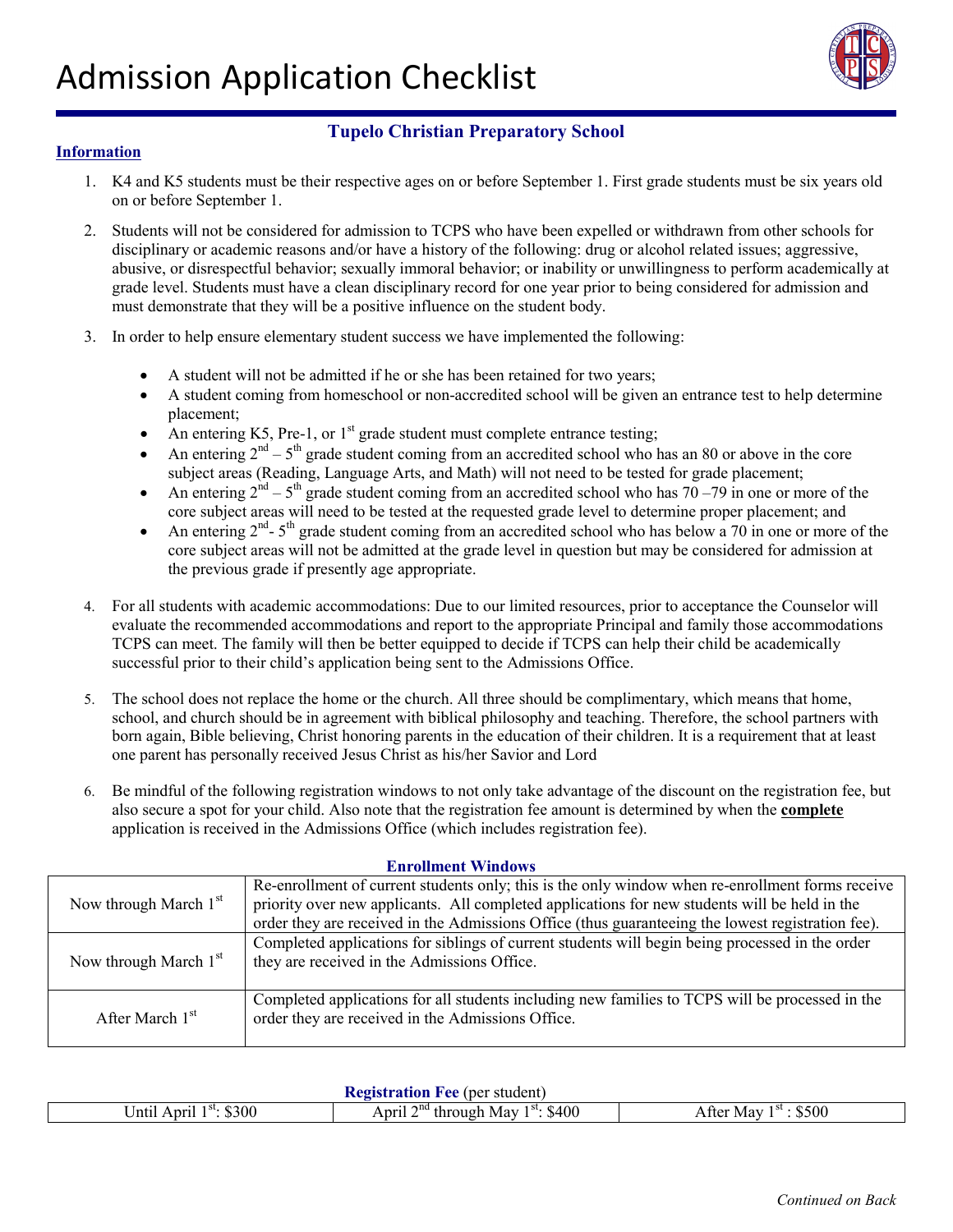# Admission Application Checklist

## Tupelo Christian Preparatory School

**Information**

1. K4 and K5 students must be their respective ages on or before September 1. First grade students must be six years old on or before September 1.

2. Students will not be considered for admission to TCPS who have been expelled or withdrawn from other schools for disciplinary or academic reasons and/or have a history of the following: drug or alcohol related issues; aggressive, abusive, or disrespectful behavior; sexually immoral behavior; or inability or unwillingness to perform academically at grade level. Students must have a clean disciplinary record for one year prior to being considered for admission and must demonstrate that they will be a positive influence on the student body.

3. In order to help ensure elementary student success we have implemented the following:

   - A student will not be admitted if he or she has been retained for two years;
   - A student coming from homeschool or non-accredited school will be given an entrance test to help determine placement;
   - An entering K5, Pre-1, or 1st grade student must complete entrance testing;
   - An entering 2nd – 5th grade student coming from an accredited school who has an 80 or above in the core subject areas (Reading, Language Arts, and Math) will not need to be tested for grade placement;
   - An entering 2nd – 5th grade student coming from an accredited school who has 70 –79 in one or more of the core subject areas will need to be tested at the requested grade level to determine proper placement; and
   - An entering 2nd- 5th grade student coming from an accredited school who has below a 70 in one or more of the core subject areas will not be admitted at the grade level in question but may be considered for admission at the previous grade if presently age appropriate.

4. For all students with academic accommodations: Due to our limited resources, prior to acceptance the Counselor will evaluate the recommended accommodations and report to the appropriate Principal and family those accommodations TCPS can meet. The family will then be better equipped to decide if TCPS can help their child be academically successful prior to their child's application being sent to the Admissions Office.

5. The school does not replace the home or the church. All three should be complimentary, which means that home, school, and church should be in agreement with biblical philosophy and teaching. Therefore, the school partners with born again, Bible believing, Christ honoring parents in the education of their children. It is a requirement that at least one parent has personally received Jesus Christ as his/her Savior and Lord

6. Be mindful of the following registration windows to not only take advantage of the discount on the registration fee, but also secure a spot for your child. Also note that the registration fee amount is determined by when the **complete** application is received in the Admissions Office (which includes registration fee).

**Enrollment Windows**

| | |
|---|---|
| Now through March 1st | Re-enrollment of current students only; this is the only window when re-enrollment forms receive priority over new applicants. All completed applications for new students will be held in the order they are received in the Admissions Office (thus guaranteeing the lowest registration fee). |
| Now through March 1st | Completed applications for siblings of current students will begin being processed in the order they are received in the Admissions Office. |
| After March 1st | Completed applications for all students including new families to TCPS will be processed in the order they are received in the Admissions Office. |

**Registration Fee** (per student)

| | | |
|---|---|---|
| Until April 1st: \$300 | April 2nd through May 1st: \$400 | After May 1st : \$500 |

*Continued on Back*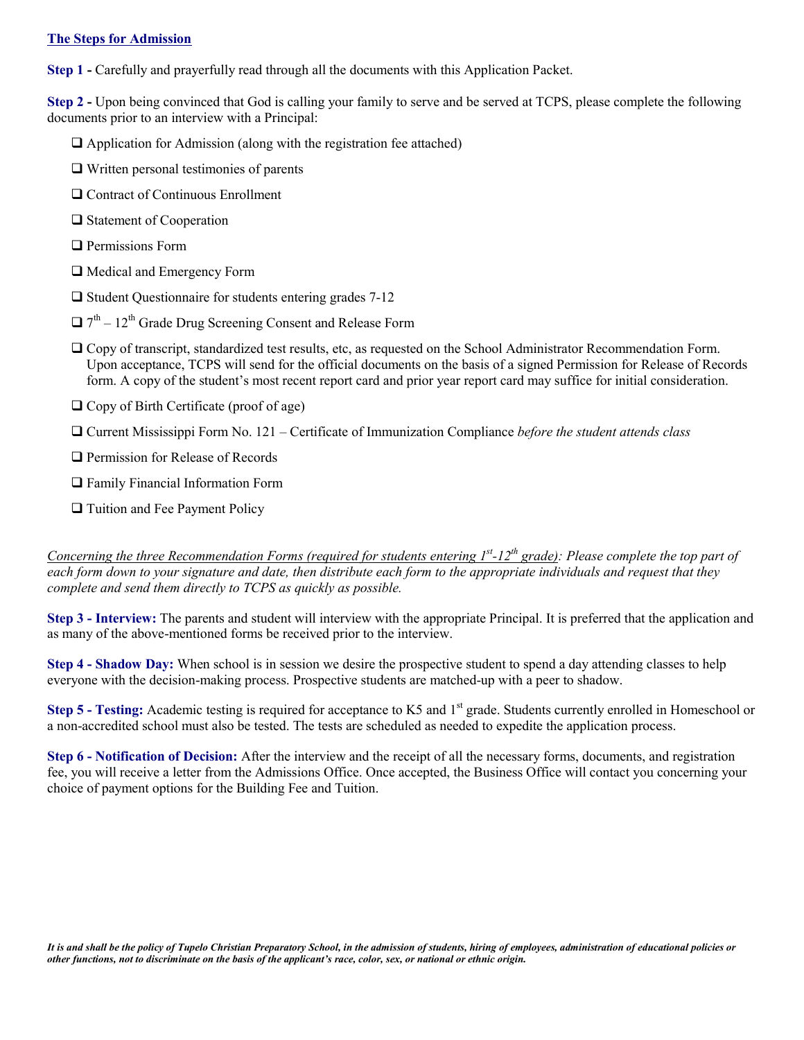## The Steps for Admission

**Step 1 -** Carefully and prayerfully read through all the documents with this Application Packet.

**Step 2 -** Upon being convinced that God is calling your family to serve and be served at TCPS, please complete the following documents prior to an interview with a Principal:

- ❑ Application for Admission (along with the registration fee attached)
- ❑ Written personal testimonies of parents
- ❑ Contract of Continuous Enrollment
- ❑ Statement of Cooperation
- ❑ Permissions Form
- ❑ Medical and Emergency Form
- ❑ Student Questionnaire for students entering grades 7-12
- ❑ 7th – 12th Grade Drug Screening Consent and Release Form
- ❑ Copy of transcript, standardized test results, etc, as requested on the School Administrator Recommendation Form. Upon acceptance, TCPS will send for the official documents on the basis of a signed Permission for Release of Records form. A copy of the student's most recent report card and prior year report card may suffice for initial consideration.
- ❑ Copy of Birth Certificate (proof of age)
- ❑ Current Mississippi Form No. 121 – Certificate of Immunization Compliance *before the student attends class*
- ❑ Permission for Release of Records
- ❑ Family Financial Information Form
- ❑ Tuition and Fee Payment Policy

*Concerning the three Recommendation Forms (required for students entering 1st-12th grade): Please complete the top part of each form down to your signature and date, then distribute each form to the appropriate individuals and request that they complete and send them directly to TCPS as quickly as possible.*

**Step 3 - Interview:** The parents and student will interview with the appropriate Principal. It is preferred that the application and as many of the above-mentioned forms be received prior to the interview.

**Step 4 - Shadow Day:** When school is in session we desire the prospective student to spend a day attending classes to help everyone with the decision-making process. Prospective students are matched-up with a peer to shadow.

**Step 5 - Testing:** Academic testing is required for acceptance to K5 and 1st grade. Students currently enrolled in Homeschool or a non-accredited school must also be tested. The tests are scheduled as needed to expedite the application process.

**Step 6 - Notification of Decision:** After the interview and the receipt of all the necessary forms, documents, and registration fee, you will receive a letter from the Admissions Office. Once accepted, the Business Office will contact you concerning your choice of payment options for the Building Fee and Tuition.

***It is and shall be the policy of Tupelo Christian Preparatory School, in the admission of students, hiring of employees, administration of educational policies or other functions, not to discriminate on the basis of the applicant's race, color, sex, or national or ethnic origin.***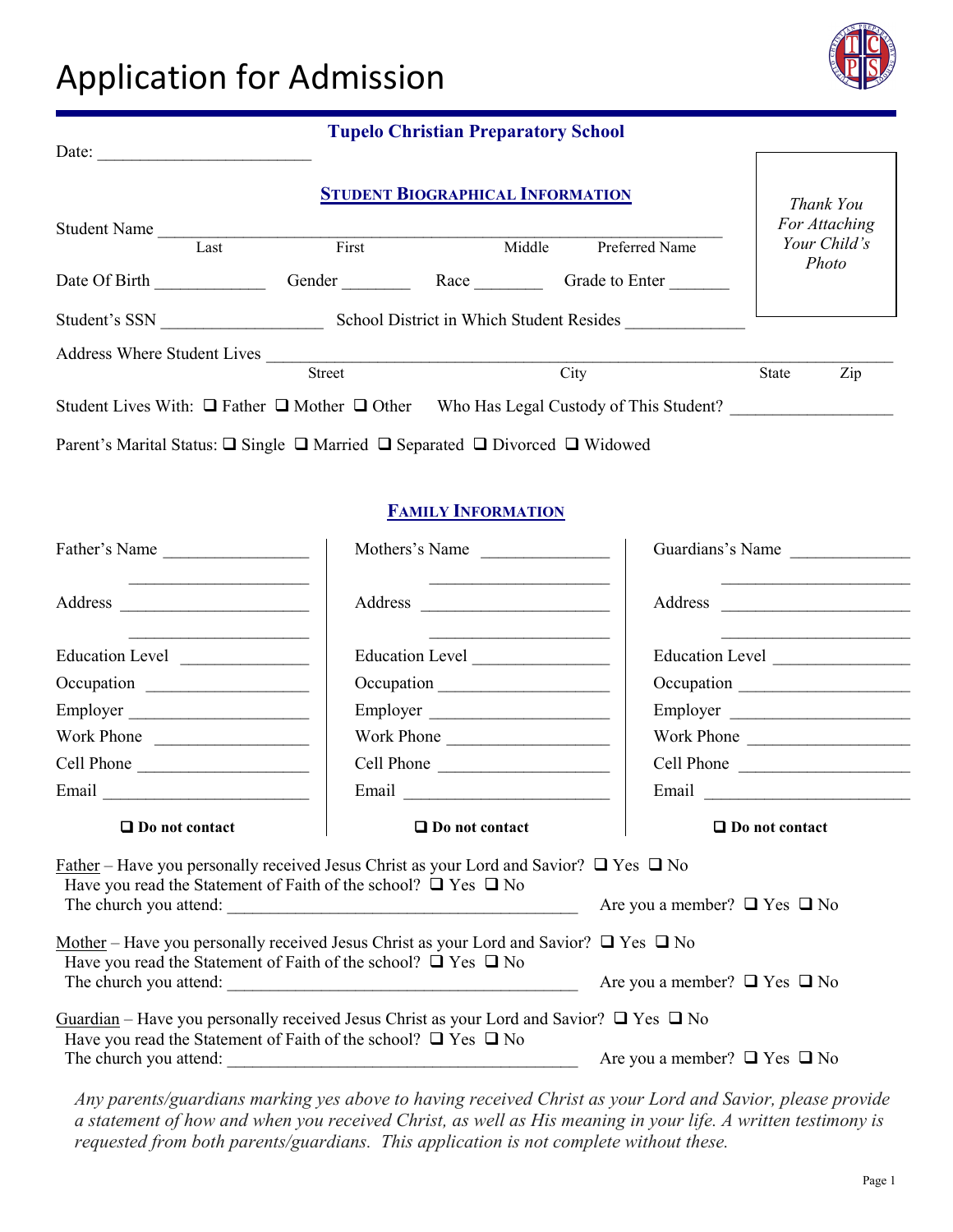# Application for Admission

**Tupelo Christian Preparatory School**

Date: __________________________

*Thank You For Attaching Your Child's Photo*

## STUDENT BIOGRAPHICAL INFORMATION

Student Name ____________________________________________________________________
Last First Middle Preferred Name

Date Of Birth _____________ Gender ________ Race ________ Grade to Enter _______

Student's SSN ___________________ School District in Which Student Resides _____________

Address Where Student Lives ______________________________________________________________
Street City State Zip

Student Lives With: ❑ Father ❑ Mother ❑ Other Who Has Legal Custody of This Student? __________________

Parent's Marital Status: ❑ Single ❑ Married ❑ Separated ❑ Divorced ❑ Widowed

## FAMILY INFORMATION

| Father's Name ________________ | Mothers's Name _______________ | Guardians's Name ______________ |
|---|---|---|
| Address _____________________ | Address _____________________ | Address _____________________ |
| Education Level ______________ | Education Level _______________ | Education Level _______________ |
| Occupation ___________________ | Occupation ____________________ | Occupation ____________________ |
| Employer ____________________ | Employer _____________________ | Employer _____________________ |
| Work Phone _________________ | Work Phone __________________ | Work Phone __________________ |
| Cell Phone ___________________ | Cell Phone ___________________ | Cell Phone ___________________ |
| Email _______________________ | Email ________________________ | Email ________________________ |
| ❑ **Do not contact** | ❑ **Do not contact** | ❑ **Do not contact** |

Father – Have you personally received Jesus Christ as your Lord and Savior? ❑ Yes ❑ No
Have you read the Statement of Faith of the school? ❑ Yes ❑ No
The church you attend: _________________________________________ Are you a member? ❑ Yes ❑ No

Mother – Have you personally received Jesus Christ as your Lord and Savior? ❑ Yes ❑ No
Have you read the Statement of Faith of the school? ❑ Yes ❑ No
The church you attend: _________________________________________ Are you a member? ❑ Yes ❑ No

Guardian – Have you personally received Jesus Christ as your Lord and Savior? ❑ Yes ❑ No
Have you read the Statement of Faith of the school? ❑ Yes ❑ No
The church you attend: _________________________________________ Are you a member? ❑ Yes ❑ No

*Any parents/guardians marking yes above to having received Christ as your Lord and Savior, please provide a statement of how and when you received Christ, as well as His meaning in your life. A written testimony is requested from both parents/guardians. This application is not complete without these.*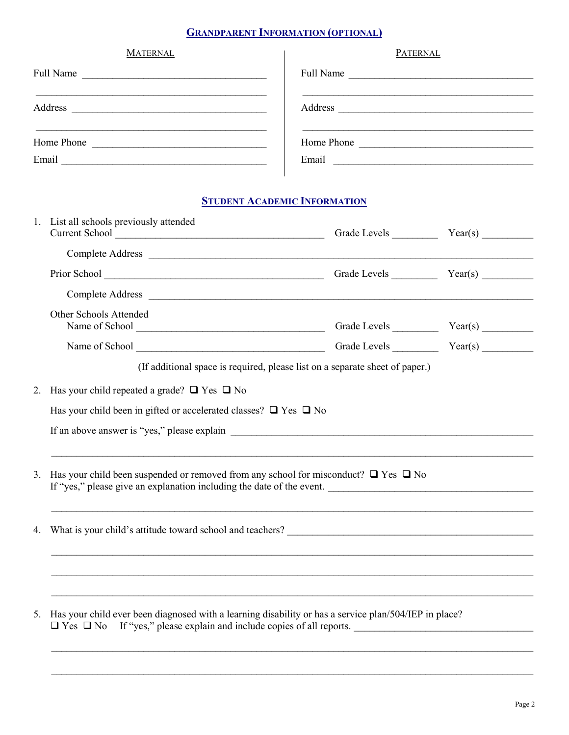## GRANDPARENT INFORMATION (OPTIONAL)

**MATERNAL**

Full Name ___________________________________

_____________________________________________

Address _____________________________________

_____________________________________________

Home Phone __________________________________

Email _______________________________________

**PATERNAL**

Full Name ___________________________________

_____________________________________________

Address _____________________________________

_____________________________________________

Home Phone __________________________________

Email _______________________________________

## STUDENT ACADEMIC INFORMATION

1. List all schools previously attended

   Current School ________________________________________ Grade Levels ________ Year(s) __________

   Complete Address ______________________________________________________________________

   Prior School __________________________________________ Grade Levels ________ Year(s) __________

   Complete Address ______________________________________________________________________

   Other Schools Attended

   Name of School ______________________________________ Grade Levels ________ Year(s) __________

   Name of School ______________________________________ Grade Levels ________ Year(s) __________

   (If additional space is required, please list on a separate sheet of paper.)

2. Has your child repeated a grade? ❑ Yes ❑ No

   Has your child been in gifted or accelerated classes? ❑ Yes ❑ No

   If an above answer is "yes," please explain ______________________________________________

   _____________________________________________________________________________________

3. Has your child been suspended or removed from any school for misconduct? ❑ Yes ❑ No

   If "yes," please give an explanation including the date of the event. __________________________

   _____________________________________________________________________________________

4. What is your child's attitude toward school and teachers? ____________________________________

   _____________________________________________________________________________________

   _____________________________________________________________________________________

   _____________________________________________________________________________________

5. Has your child ever been diagnosed with a learning disability or has a service plan/504/IEP in place?

   ❑ Yes ❑ No If "yes," please explain and include copies of all reports. ________________________

   _____________________________________________________________________________________

   _____________________________________________________________________________________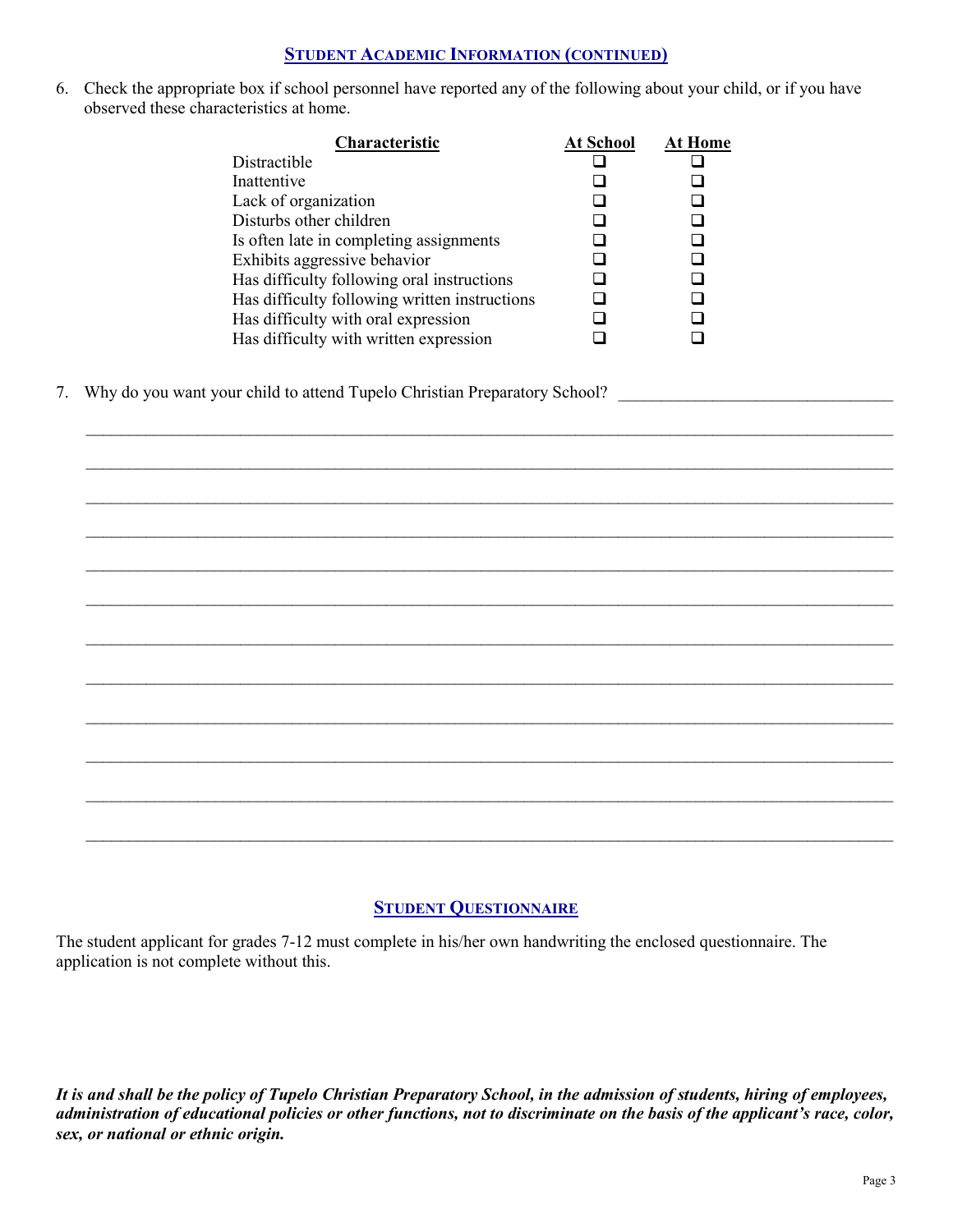## STUDENT ACADEMIC INFORMATION (CONTINUED)

6. Check the appropriate box if school personnel have reported any of the following about your child, or if you have observed these characteristics at home.

| Characteristic | At School | At Home |
|---|---|---|
| Distractible | ❑ | ❑ |
| Inattentive | ❑ | ❑ |
| Lack of organization | ❑ | ❑ |
| Disturbs other children | ❑ | ❑ |
| Is often late in completing assignments | ❑ | ❑ |
| Exhibits aggressive behavior | ❑ | ❑ |
| Has difficulty following oral instructions | ❑ | ❑ |
| Has difficulty following written instructions | ❑ | ❑ |
| Has difficulty with oral expression | ❑ | ❑ |
| Has difficulty with written expression | ❑ | ❑ |

7. Why do you want your child to attend Tupelo Christian Preparatory School? ______________________________

______________________________________________________________________________

______________________________________________________________________________

______________________________________________________________________________

______________________________________________________________________________

______________________________________________________________________________

______________________________________________________________________________

______________________________________________________________________________

______________________________________________________________________________

______________________________________________________________________________

______________________________________________________________________________

______________________________________________________________________________

______________________________________________________________________________

## STUDENT QUESTIONNAIRE

The student applicant for grades 7-12 must complete in his/her own handwriting the enclosed questionnaire. The application is not complete without this.

***It is and shall be the policy of Tupelo Christian Preparatory School, in the admission of students, hiring of employees, administration of educational policies or other functions, not to discriminate on the basis of the applicant's race, color, sex, or national or ethnic origin.***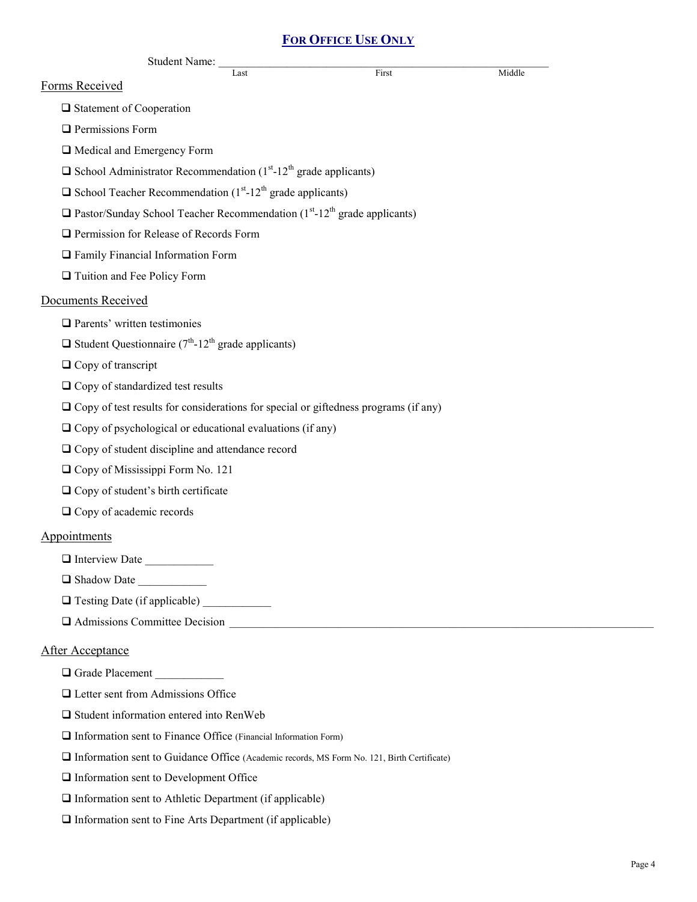## FOR OFFICE USE ONLY

Student Name: ______________________________________________
Last First Middle

### Forms Received

- ❑ Statement of Cooperation
- ❑ Permissions Form
- ❑ Medical and Emergency Form
- ❑ School Administrator Recommendation (1st-12th grade applicants)
- ❑ School Teacher Recommendation (1st-12th grade applicants)
- ❑ Pastor/Sunday School Teacher Recommendation (1st-12th grade applicants)
- ❑ Permission for Release of Records Form
- ❑ Family Financial Information Form
- ❑ Tuition and Fee Policy Form

### Documents Received

- ❑ Parents' written testimonies
- ❑ Student Questionnaire (7th-12th grade applicants)
- ❑ Copy of transcript
- ❑ Copy of standardized test results
- ❑ Copy of test results for considerations for special or giftedness programs (if any)
- ❑ Copy of psychological or educational evaluations (if any)
- ❑ Copy of student discipline and attendance record
- ❑ Copy of Mississippi Form No. 121
- ❑ Copy of student's birth certificate
- ❑ Copy of academic records

### Appointments

- ❑ Interview Date ____________
- ❑ Shadow Date ____________
- ❑ Testing Date (if applicable) ____________
- ❑ Admissions Committee Decision ______________________________________________

### After Acceptance

- ❑ Grade Placement ____________
- ❑ Letter sent from Admissions Office
- ❑ Student information entered into RenWeb
- ❑ Information sent to Finance Office (Financial Information Form)
- ❑ Information sent to Guidance Office (Academic records, MS Form No. 121, Birth Certificate)
- ❑ Information sent to Development Office
- ❑ Information sent to Athletic Department (if applicable)
- ❑ Information sent to Fine Arts Department (if applicable)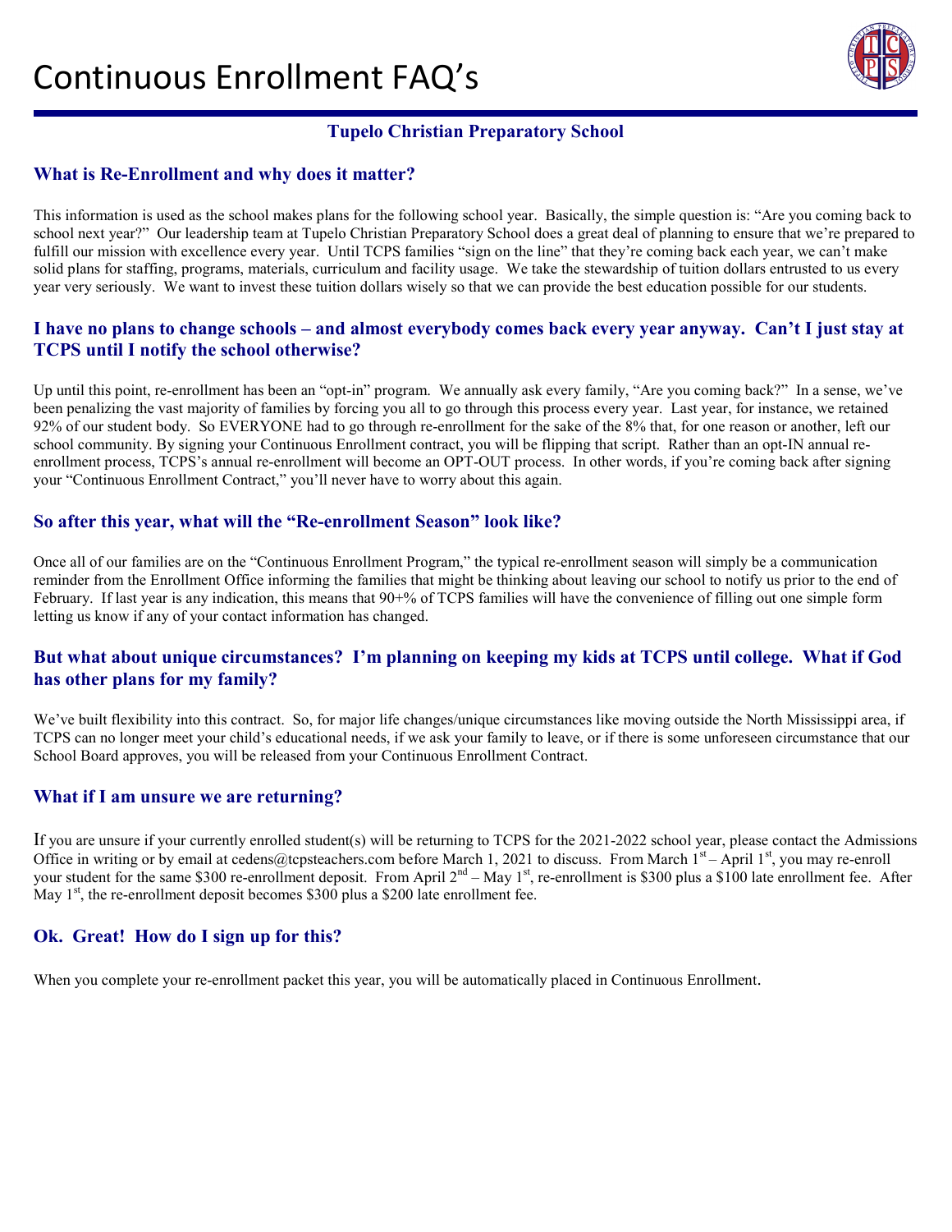# Continuous Enrollment FAQ's

## Tupelo Christian Preparatory School

### What is Re-Enrollment and why does it matter?

This information is used as the school makes plans for the following school year. Basically, the simple question is: "Are you coming back to school next year?" Our leadership team at Tupelo Christian Preparatory School does a great deal of planning to ensure that we're prepared to fulfill our mission with excellence every year. Until TCPS families "sign on the line" that they're coming back each year, we can't make solid plans for staffing, programs, materials, curriculum and facility usage. We take the stewardship of tuition dollars entrusted to us every year very seriously. We want to invest these tuition dollars wisely so that we can provide the best education possible for our students.

### I have no plans to change schools – and almost everybody comes back every year anyway. Can't I just stay at TCPS until I notify the school otherwise?

Up until this point, re-enrollment has been an "opt-in" program. We annually ask every family, "Are you coming back?" In a sense, we've been penalizing the vast majority of families by forcing you all to go through this process every year. Last year, for instance, we retained 92% of our student body. So EVERYONE had to go through re-enrollment for the sake of the 8% that, for one reason or another, left our school community. By signing your Continuous Enrollment contract, you will be flipping that script. Rather than an opt-IN annual re-enrollment process, TCPS's annual re-enrollment will become an OPT-OUT process. In other words, if you're coming back after signing your "Continuous Enrollment Contract," you'll never have to worry about this again.

### So after this year, what will the "Re-enrollment Season" look like?

Once all of our families are on the "Continuous Enrollment Program," the typical re-enrollment season will simply be a communication reminder from the Enrollment Office informing the families that might be thinking about leaving our school to notify us prior to the end of February. If last year is any indication, this means that 90+% of TCPS families will have the convenience of filling out one simple form letting us know if any of your contact information has changed.

### But what about unique circumstances? I'm planning on keeping my kids at TCPS until college. What if God has other plans for my family?

We've built flexibility into this contract. So, for major life changes/unique circumstances like moving outside the North Mississippi area, if TCPS can no longer meet your child's educational needs, if we ask your family to leave, or if there is some unforeseen circumstance that our School Board approves, you will be released from your Continuous Enrollment Contract.

### What if I am unsure we are returning?

If you are unsure if your currently enrolled student(s) will be returning to TCPS for the 2021-2022 school year, please contact the Admissions Office in writing or by email at cedens@tcpsteachers.com before March 1, 2021 to discuss. From March 1st – April 1st, you may re-enroll your student for the same $300 re-enrollment deposit. From April 2nd – May 1st, re-enrollment is $300 plus a $100 late enrollment fee. After May 1st, the re-enrollment deposit becomes $300 plus a $200 late enrollment fee.

### Ok. Great! How do I sign up for this?

When you complete your re-enrollment packet this year, you will be automatically placed in Continuous Enrollment.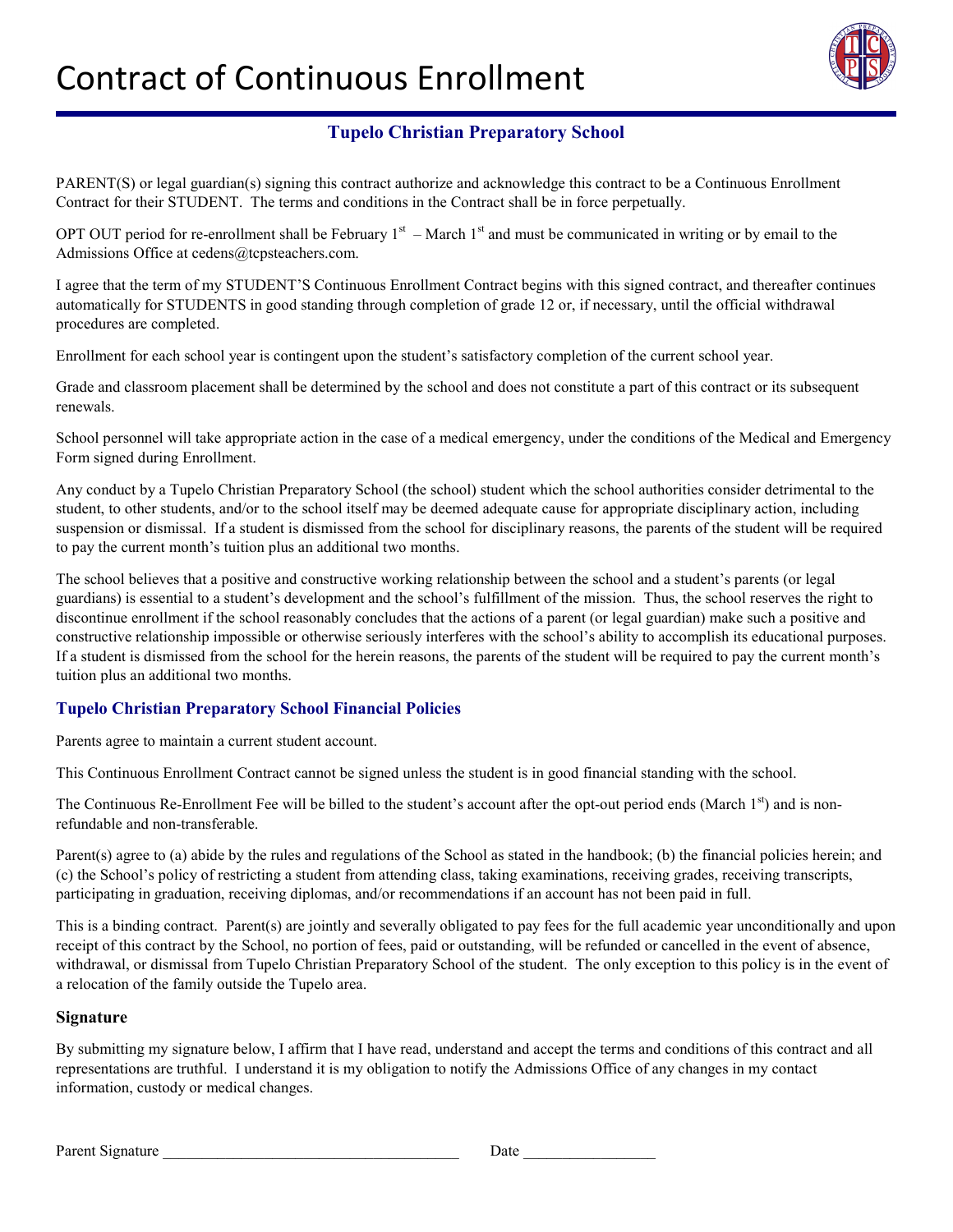# Contract of Continuous Enrollment

## Tupelo Christian Preparatory School

PARENT(S) or legal guardian(s) signing this contract authorize and acknowledge this contract to be a Continuous Enrollment Contract for their STUDENT. The terms and conditions in the Contract shall be in force perpetually.

OPT OUT period for re-enrollment shall be February 1st – March 1st and must be communicated in writing or by email to the Admissions Office at cedens@tcpsteachers.com.

I agree that the term of my STUDENT'S Continuous Enrollment Contract begins with this signed contract, and thereafter continues automatically for STUDENTS in good standing through completion of grade 12 or, if necessary, until the official withdrawal procedures are completed.

Enrollment for each school year is contingent upon the student's satisfactory completion of the current school year.

Grade and classroom placement shall be determined by the school and does not constitute a part of this contract or its subsequent renewals.

School personnel will take appropriate action in the case of a medical emergency, under the conditions of the Medical and Emergency Form signed during Enrollment.

Any conduct by a Tupelo Christian Preparatory School (the school) student which the school authorities consider detrimental to the student, to other students, and/or to the school itself may be deemed adequate cause for appropriate disciplinary action, including suspension or dismissal. If a student is dismissed from the school for disciplinary reasons, the parents of the student will be required to pay the current month's tuition plus an additional two months.

The school believes that a positive and constructive working relationship between the school and a student's parents (or legal guardians) is essential to a student's development and the school's fulfillment of the mission. Thus, the school reserves the right to discontinue enrollment if the school reasonably concludes that the actions of a parent (or legal guardian) make such a positive and constructive relationship impossible or otherwise seriously interferes with the school's ability to accomplish its educational purposes. If a student is dismissed from the school for the herein reasons, the parents of the student will be required to pay the current month's tuition plus an additional two months.

### Tupelo Christian Preparatory School Financial Policies

Parents agree to maintain a current student account.

This Continuous Enrollment Contract cannot be signed unless the student is in good financial standing with the school.

The Continuous Re-Enrollment Fee will be billed to the student's account after the opt-out period ends (March 1st) and is non-refundable and non-transferable.

Parent(s) agree to (a) abide by the rules and regulations of the School as stated in the handbook; (b) the financial policies herein; and (c) the School's policy of restricting a student from attending class, taking examinations, receiving grades, receiving transcripts, participating in graduation, receiving diplomas, and/or recommendations if an account has not been paid in full.

This is a binding contract. Parent(s) are jointly and severally obligated to pay fees for the full academic year unconditionally and upon receipt of this contract by the School, no portion of fees, paid or outstanding, will be refunded or cancelled in the event of absence, withdrawal, or dismissal from Tupelo Christian Preparatory School of the student. The only exception to this policy is in the event of a relocation of the family outside the Tupelo area.

### Signature

By submitting my signature below, I affirm that I have read, understand and accept the terms and conditions of this contract and all representations are truthful. I understand it is my obligation to notify the Admissions Office of any changes in my contact information, custody or medical changes.

Parent Signature ______________________________________ Date _________________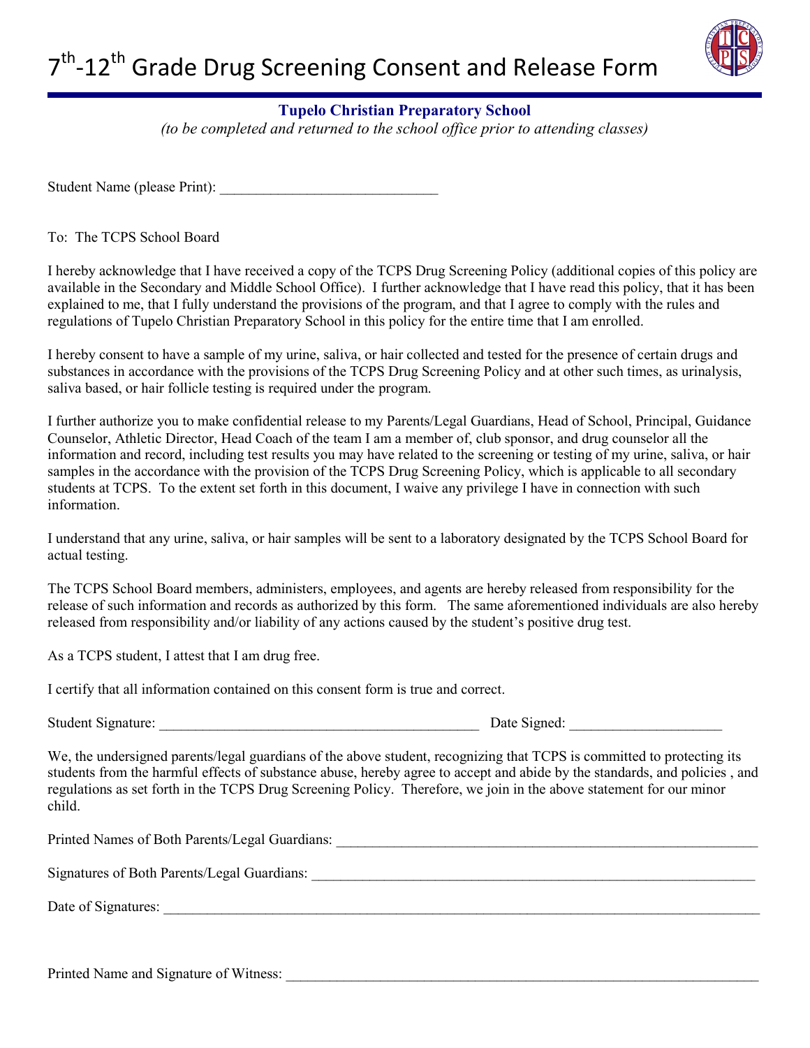# 7[th]-12[th] Grade Drug Screening Consent and Release Form

**Tupelo Christian Preparatory School**

*(to be completed and returned to the school office prior to attending classes)*

Student Name (please Print): ______________________________

To: The TCPS School Board

I hereby acknowledge that I have received a copy of the TCPS Drug Screening Policy (additional copies of this policy are available in the Secondary and Middle School Office). I further acknowledge that I have read this policy, that it has been explained to me, that I fully understand the provisions of the program, and that I agree to comply with the rules and regulations of Tupelo Christian Preparatory School in this policy for the entire time that I am enrolled.

I hereby consent to have a sample of my urine, saliva, or hair collected and tested for the presence of certain drugs and substances in accordance with the provisions of the TCPS Drug Screening Policy and at other such times, as urinalysis, saliva based, or hair follicle testing is required under the program.

I further authorize you to make confidential release to my Parents/Legal Guardians, Head of School, Principal, Guidance Counselor, Athletic Director, Head Coach of the team I am a member of, club sponsor, and drug counselor all the information and record, including test results you may have related to the screening or testing of my urine, saliva, or hair samples in the accordance with the provision of the TCPS Drug Screening Policy, which is applicable to all secondary students at TCPS. To the extent set forth in this document, I waive any privilege I have in connection with such information.

I understand that any urine, saliva, or hair samples will be sent to a laboratory designated by the TCPS School Board for actual testing.

The TCPS School Board members, administers, employees, and agents are hereby released from responsibility for the release of such information and records as authorized by this form. The same aforementioned individuals are also hereby released from responsibility and/or liability of any actions caused by the student's positive drug test.

As a TCPS student, I attest that I am drug free.

I certify that all information contained on this consent form is true and correct.

Student Signature: ____________________________________________ Date Signed: ____________________

We, the undersigned parents/legal guardians of the above student, recognizing that TCPS is committed to protecting its students from the harmful effects of substance abuse, hereby agree to accept and abide by the standards, and policies , and regulations as set forth in the TCPS Drug Screening Policy. Therefore, we join in the above statement for our minor child.

Printed Names of Both Parents/Legal Guardians: ____________________________________________________________

Signatures of Both Parents/Legal Guardians: ______________________________________________________________

Date of Signatures: ____________________________________________________________________________________

Printed Name and Signature of Witness: ___________________________________________________________________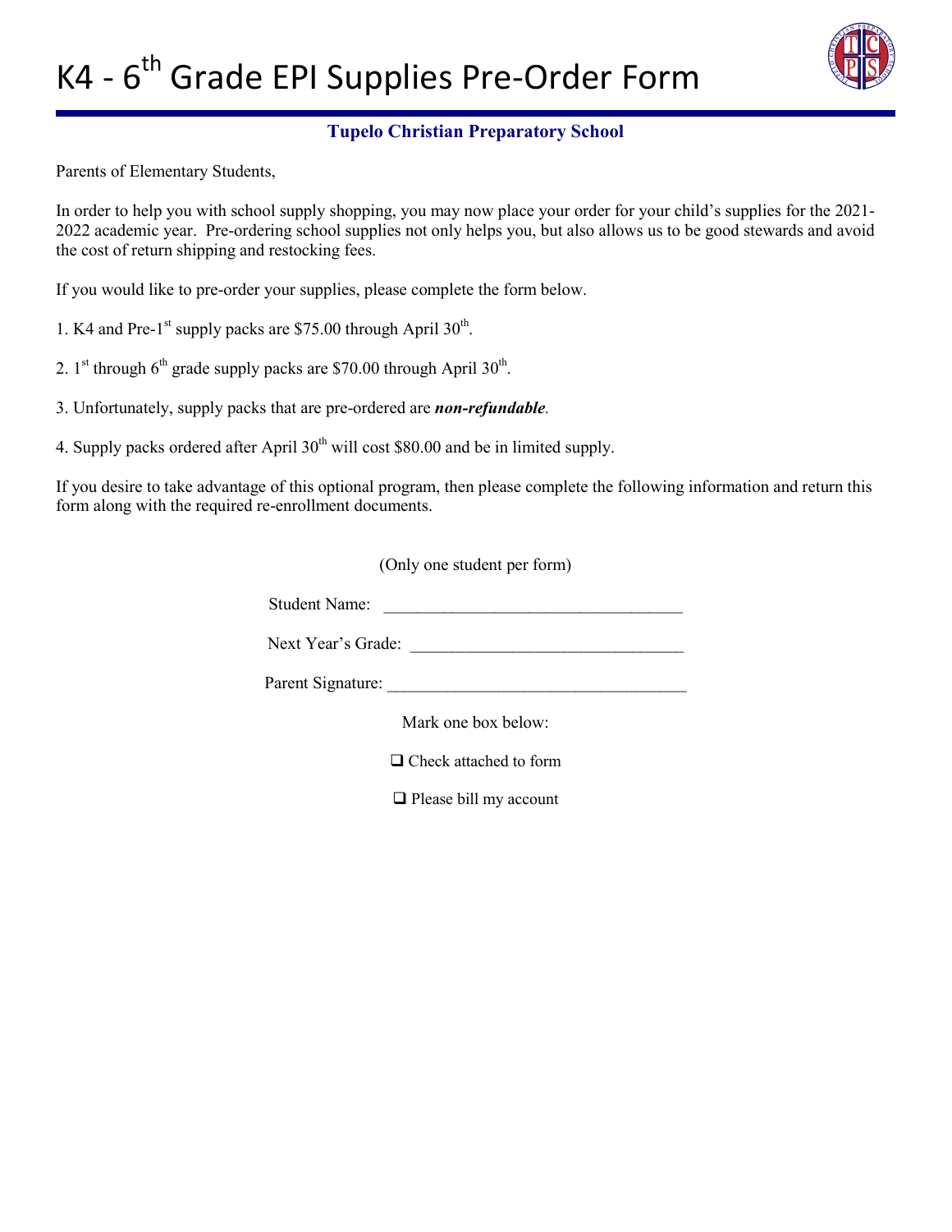# K4 - 6th Grade EPI Supplies Pre-Order Form

**Tupelo Christian Preparatory School**

Parents of Elementary Students,

In order to help you with school supply shopping, you may now place your order for your child's supplies for the 2021-2022 academic year. Pre-ordering school supplies not only helps you, but also allows us to be good stewards and avoid the cost of return shipping and restocking fees.

If you would like to pre-order your supplies, please complete the form below.

1. K4 and Pre-1st supply packs are $75.00 through April 30th.

2. 1st through 6th grade supply packs are $70.00 through April 30th.

3. Unfortunately, supply packs that are pre-ordered are ***non-refundable***.

4. Supply packs ordered after April 30th will cost $80.00 and be in limited supply.

If you desire to take advantage of this optional program, then please complete the following information and return this form along with the required re-enrollment documents.

(Only one student per form)

Student Name: ___________________________________

Next Year's Grade: _______________________________

Parent Signature: ___________________________________

Mark one box below:

❑ Check attached to form

❑ Please bill my account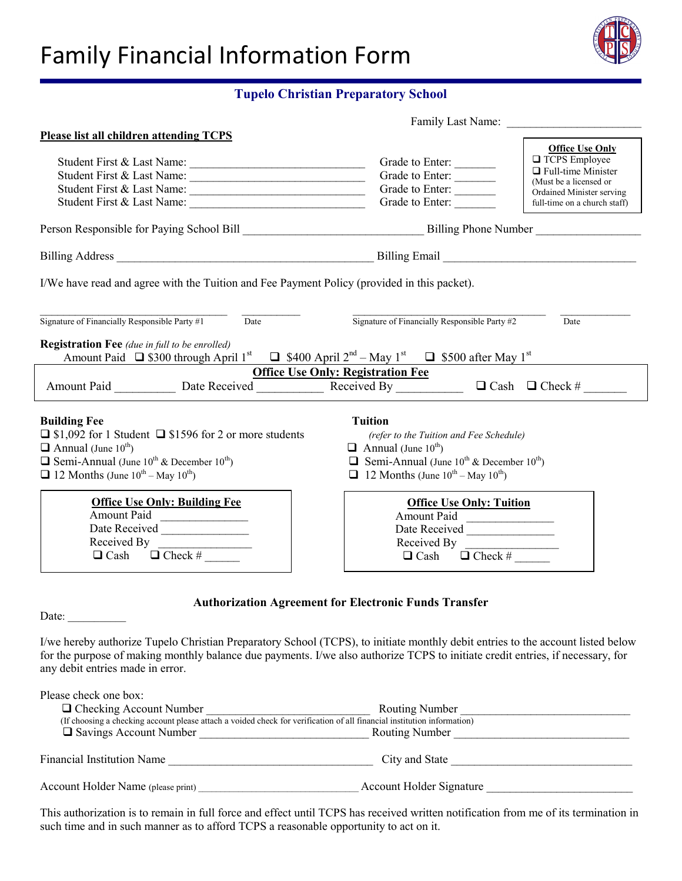# Family Financial Information Form

## Tupelo Christian Preparatory School

Family Last Name: _______________________

**Please list all children attending TCPS**

Student First & Last Name: ______________________________ Grade to Enter: _______
Student First & Last Name: ______________________________ Grade to Enter: _______
Student First & Last Name: ______________________________ Grade to Enter: _______
Student First & Last Name: ______________________________ Grade to Enter: _______

**Office Use Only**
❑ TCPS Employee
❑ Full-time Minister
(Must be a licensed or Ordained Minister serving full-time on a church staff)

Person Responsible for Paying School Bill ______________________________ Billing Phone Number __________________

Billing Address ____________________________________________ Billing Email _________________________________

I/We have read and agree with the Tuition and Fee Payment Policy (provided in this packet).

________________________________ ___________ ________________________________ ___________
Signature of Financially Responsible Party #1 Date Signature of Financially Responsible Party #2 Date

**Registration Fee** *(due in full to be enrolled)*
Amount Paid ❑ $300 through April 1st ❑ $400 April 2nd – May 1st ❑ $500 after May 1st

**Office Use Only: Registration Fee**
Amount Paid __________ Date Received ___________ Received By ___________ ❑ Cash ❑ Check # _______

**Building Fee**
❑ $1,092 for 1 Student ❑ $1596 for 2 or more students
❑ Annual (June 10th)
❑ Semi-Annual (June 10th & December 10th)
❑ 12 Months (June 10th – May 10th)

**Office Use Only: Building Fee**
Amount Paid _______________
Date Received _______________
Received By _______________
❑ Cash ❑ Check # ______

**Tuition**
*(refer to the Tuition and Fee Schedule)*
❑ Annual (June 10th)
❑ Semi-Annual (June 10th & December 10th)
❑ 12 Months (June 10th – May 10th)

**Office Use Only: Tuition**
Amount Paid _______________
Date Received _______________
Received By _______________
❑ Cash ❑ Check # ______

### Authorization Agreement for Electronic Funds Transfer

Date: __________

I/we hereby authorize Tupelo Christian Preparatory School (TCPS), to initiate monthly debit entries to the account listed below for the purpose of making monthly balance due payments. I/we also authorize TCPS to initiate credit entries, if necessary, for any debit entries made in error.

Please check one box:
❑ Checking Account Number ____________________________ Routing Number ____________________________
(If choosing a checking account please attach a voided check for verification of all financial institution information)
❑ Savings Account Number ____________________________ Routing Number ____________________________

Financial Institution Name ___________________________________ City and State _______________________________

Account Holder Name (please print) ____________________________ Account Holder Signature _________________________

This authorization is to remain in full force and effect until TCPS has received written notification from me of its termination in such time and in such manner as to afford TCPS a reasonable opportunity to act on it.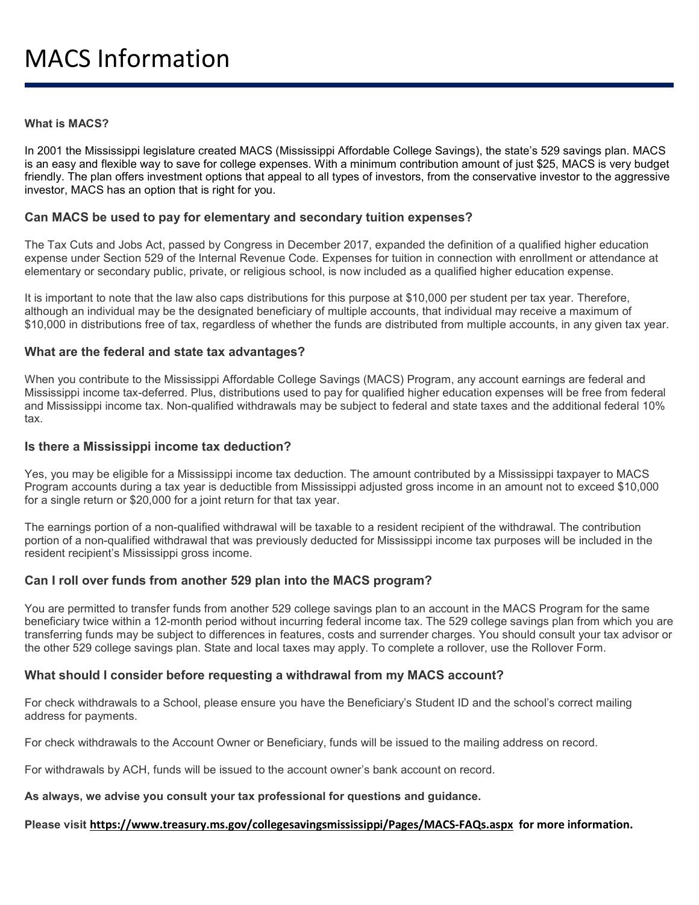# MACS Information

**What is MACS?**

In 2001 the Mississippi legislature created MACS (Mississippi Affordable College Savings), the state's 529 savings plan. MACS is an easy and flexible way to save for college expenses. With a minimum contribution amount of just $25, MACS is very budget friendly. The plan offers investment options that appeal to all types of investors, from the conservative investor to the aggressive investor, MACS has an option that is right for you.

### Can MACS be used to pay for elementary and secondary tuition expenses?

The Tax Cuts and Jobs Act, passed by Congress in December 2017, expanded the definition of a qualified higher education expense under Section 529 of the Internal Revenue Code. Expenses for tuition in connection with enrollment or attendance at elementary or secondary public, private, or religious school, is now included as a qualified higher education expense.

It is important to note that the law also caps distributions for this purpose at $10,000 per student per tax year. Therefore, although an individual may be the designated beneficiary of multiple accounts, that individual may receive a maximum of $10,000 in distributions free of tax, regardless of whether the funds are distributed from multiple accounts, in any given tax year.

### What are the federal and state tax advantages?

When you contribute to the Mississippi Affordable College Savings (MACS) Program, any account earnings are federal and Mississippi income tax-deferred. Plus, distributions used to pay for qualified higher education expenses will be free from federal and Mississippi income tax. Non-qualified withdrawals may be subject to federal and state taxes and the additional federal 10% tax.

### Is there a Mississippi income tax deduction?

Yes, you may be eligible for a Mississippi income tax deduction. The amount contributed by a Mississippi taxpayer to MACS Program accounts during a tax year is deductible from Mississippi adjusted gross income in an amount not to exceed $10,000 for a single return or $20,000 for a joint return for that tax year.

The earnings portion of a non-qualified withdrawal will be taxable to a resident recipient of the withdrawal. The contribution portion of a non-qualified withdrawal that was previously deducted for Mississippi income tax purposes will be included in the resident recipient's Mississippi gross income.

### Can I roll over funds from another 529 plan into the MACS program?

You are permitted to transfer funds from another 529 college savings plan to an account in the MACS Program for the same beneficiary twice within a 12-month period without incurring federal income tax. The 529 college savings plan from which you are transferring funds may be subject to differences in features, costs and surrender charges. You should consult your tax advisor or the other 529 college savings plan. State and local taxes may apply. To complete a rollover, use the Rollover Form.

### What should I consider before requesting a withdrawal from my MACS account?

For check withdrawals to a School, please ensure you have the Beneficiary's Student ID and the school's correct mailing address for payments.

For check withdrawals to the Account Owner or Beneficiary, funds will be issued to the mailing address on record.

For withdrawals by ACH, funds will be issued to the account owner's bank account on record.

**As always, we advise you consult your tax professional for questions and guidance.**

**Please visit https://www.treasury.ms.gov/collegesavingsmississippi/Pages/MACS-FAQs.aspx for more information.**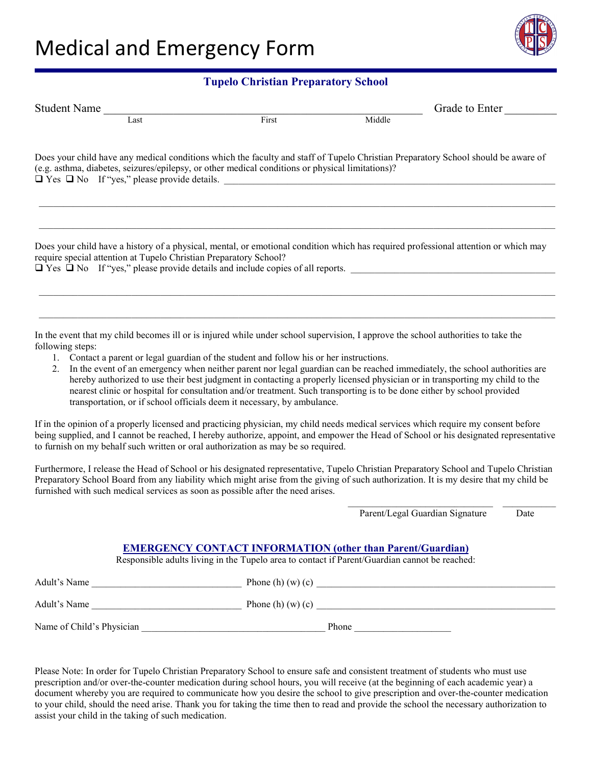# Medical and Emergency Form

**Tupelo Christian Preparatory School**

Student Name ________________________________________________ Grade to Enter ________
Last First Middle

Does your child have any medical conditions which the faculty and staff of Tupelo Christian Preparatory School should be aware of (e.g. asthma, diabetes, seizures/epilepsy, or other medical conditions or physical limitations)?

❑ Yes ❑ No If "yes," please provide details. ____________________________________________

____________________________________________________________________________

____________________________________________________________________________

Does your child have a history of a physical, mental, or emotional condition which has required professional attention or which may require special attention at Tupelo Christian Preparatory School?

❑ Yes ❑ No If "yes," please provide details and include copies of all reports. ____________________________

____________________________________________________________________________

____________________________________________________________________________

In the event that my child becomes ill or is injured while under school supervision, I approve the school authorities to take the following steps:

1. Contact a parent or legal guardian of the student and follow his or her instructions.
2. In the event of an emergency when neither parent nor legal guardian can be reached immediately, the school authorities are hereby authorized to use their best judgment in contacting a properly licensed physician or in transporting my child to the nearest clinic or hospital for consultation and/or treatment. Such transporting is to be done either by school provided transportation, or if school officials deem it necessary, by ambulance.

If in the opinion of a properly licensed and practicing physician, my child needs medical services which require my consent before being supplied, and I cannot be reached, I hereby authorize, appoint, and empower the Head of School or his designated representative to furnish on my behalf such written or oral authorization as may be so required.

Furthermore, I release the Head of School or his designated representative, Tupelo Christian Preparatory School and Tupelo Christian Preparatory School Board from any liability which might arise from the giving of such authorization. It is my desire that my child be furnished with such medical services as soon as possible after the need arises.

______________________________ ____________
Parent/Legal Guardian Signature Date

## EMERGENCY CONTACT INFORMATION (other than Parent/Guardian)

Responsible adults living in the Tupelo area to contact if Parent/Guardian cannot be reached:

Adult's Name ______________________________ Phone (h) (w) (c) ______________________________

Adult's Name ______________________________ Phone (h) (w) (c) ______________________________

Name of Child's Physician ______________________________ Phone ____________________

Please Note: In order for Tupelo Christian Preparatory School to ensure safe and consistent treatment of students who must use prescription and/or over-the-counter medication during school hours, you will receive (at the beginning of each academic year) a document whereby you are required to communicate how you desire the school to give prescription and over-the-counter medication to your child, should the need arise. Thank you for taking the time then to read and provide the school the necessary authorization to assist your child in the taking of such medication.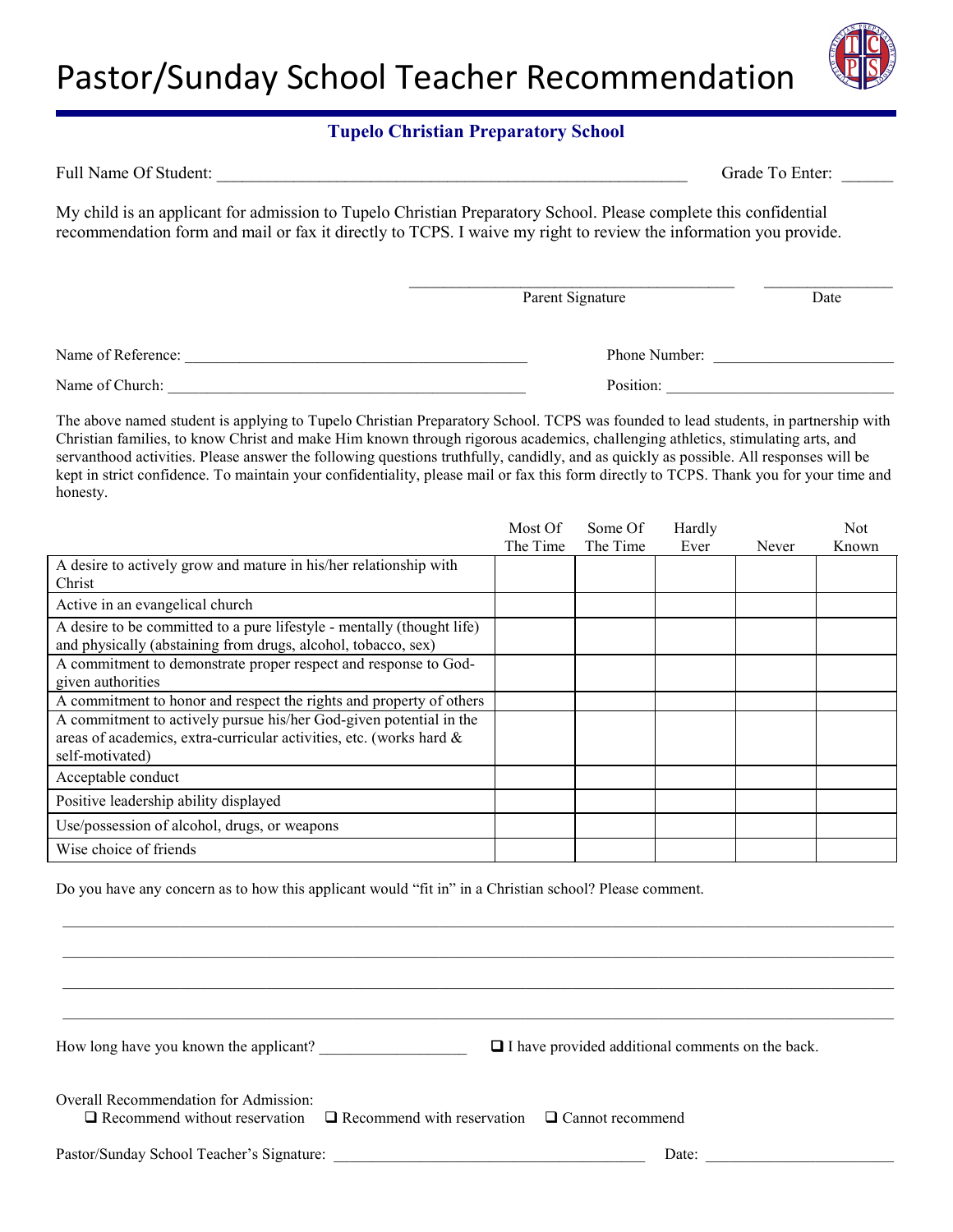# Pastor/Sunday School Teacher Recommendation

**Tupelo Christian Preparatory School**

Full Name Of Student: ______________________________________________________ Grade To Enter: ______

My child is an applicant for admission to Tupelo Christian Preparatory School. Please complete this confidential recommendation form and mail or fax it directly to TCPS. I waive my right to review the information you provide.

_______________________________________ _______________
Parent Signature Date

Name of Reference: ________________________________________ Phone Number: ______________________

Name of Church: ___________________________________________ Position: ___________________________

The above named student is applying to Tupelo Christian Preparatory School. TCPS was founded to lead students, in partnership with Christian families, to know Christ and make Him known through rigorous academics, challenging athletics, stimulating arts, and servanthood activities. Please answer the following questions truthfully, candidly, and as quickly as possible. All responses will be kept in strict confidence. To maintain your confidentiality, please mail or fax this form directly to TCPS. Thank you for your time and honesty.

| | Most Of The Time | Some Of The Time | Hardly Ever | Never | Not Known |
|---|---|---|---|---|---|
| A desire to actively grow and mature in his/her relationship with Christ | | | | | |
| Active in an evangelical church | | | | | |
| A desire to be committed to a pure lifestyle - mentally (thought life) and physically (abstaining from drugs, alcohol, tobacco, sex) | | | | | |
| A commitment to demonstrate proper respect and response to God-given authorities | | | | | |
| A commitment to honor and respect the rights and property of others | | | | | |
| A commitment to actively pursue his/her God-given potential in the areas of academics, extra-curricular activities, etc. (works hard & self-motivated) | | | | | |
| Acceptable conduct | | | | | |
| Positive leadership ability displayed | | | | | |
| Use/possession of alcohol, drugs, or weapons | | | | | |
| Wise choice of friends | | | | | |

Do you have any concern as to how this applicant would "fit in" in a Christian school? Please comment.

____________________________________________________________________________________________

____________________________________________________________________________________________

____________________________________________________________________________________________

____________________________________________________________________________________________

How long have you known the applicant? __________________ ☐ I have provided additional comments on the back.

Overall Recommendation for Admission:
☐ Recommend without reservation ☐ Recommend with reservation ☐ Cannot recommend

Pastor/Sunday School Teacher's Signature: ______________________________________ Date: _______________________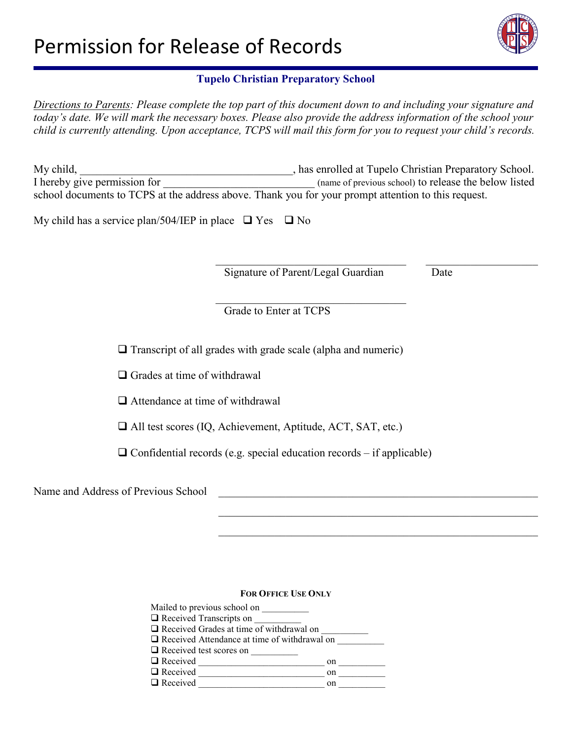# Permission for Release of Records

**Tupelo Christian Preparatory School**

*Directions to Parents: Please complete the top part of this document down to and including your signature and today's date. We will mark the necessary boxes. Please also provide the address information of the school your child is currently attending. Upon acceptance, TCPS will mail this form for you to request your child's records.*

My child, _______________________________________, has enrolled at Tupelo Christian Preparatory School. I hereby give permission for ___________________________ (name of previous school) to release the below listed school documents to TCPS at the address above. Thank you for your prompt attention to this request.

My child has a service plan/504/IEP in place ☐ Yes ☐ No

___________________________________ Signature of Parent/Legal Guardian

____________________ Date

___________________________________ Grade to Enter at TCPS

- ☐ Transcript of all grades with grade scale (alpha and numeric)
- ☐ Grades at time of withdrawal
- ☐ Attendance at time of withdrawal
- ☐ All test scores (IQ, Achievement, Aptitude, ACT, SAT, etc.)
- ☐ Confidential records (e.g. special education records – if applicable)

Name and Address of Previous School ___________________________________________________________

___________________________________________________________

___________________________________________________________

**FOR OFFICE USE ONLY**

Mailed to previous school on __________
- ☐ Received Transcripts on __________
- ☐ Received Grades at time of withdrawal on __________
- ☐ Received Attendance at time of withdrawal on __________
- ☐ Received test scores on __________
- ☐ Received __________________________ on __________
- ☐ Received __________________________ on __________
- ☐ Received __________________________ on __________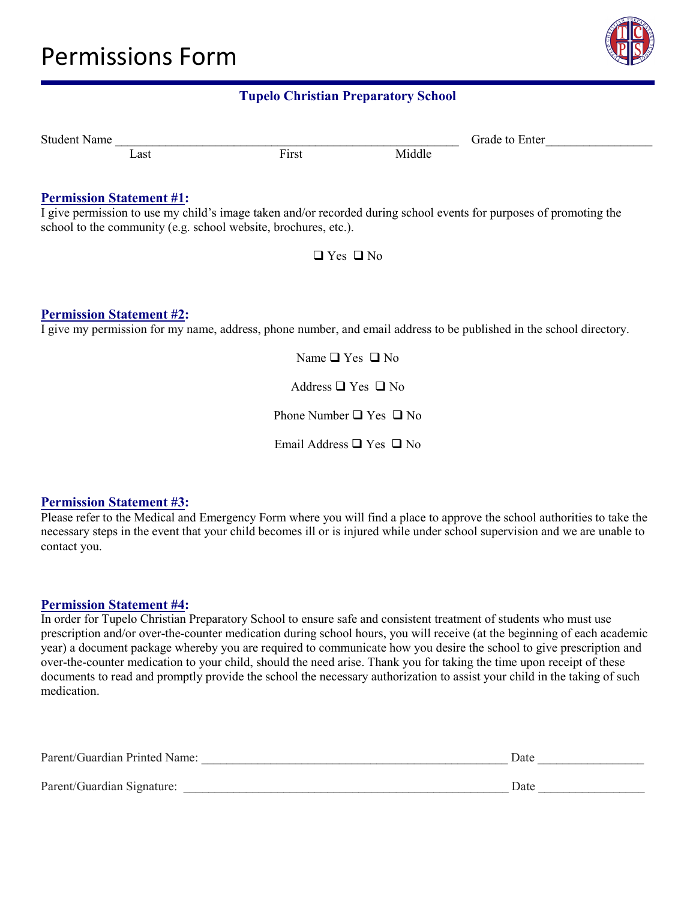# Permissions Form

**Tupelo Christian Preparatory School**

Student Name ______________________________________________________ Grade to Enter________________
Last First Middle

**Permission Statement #1:**
I give permission to use my child's image taken and/or recorded during school events for purposes of promoting the school to the community (e.g. school website, brochures, etc.).

❑ Yes ❑ No

**Permission Statement #2:**
I give my permission for my name, address, phone number, and email address to be published in the school directory.

Name ❑ Yes ❑ No

Address ❑ Yes ❑ No

Phone Number ❑ Yes ❑ No

Email Address ❑ Yes ❑ No

**Permission Statement #3:**
Please refer to the Medical and Emergency Form where you will find a place to approve the school authorities to take the necessary steps in the event that your child becomes ill or is injured while under school supervision and we are unable to contact you.

**Permission Statement #4:**
In order for Tupelo Christian Preparatory School to ensure safe and consistent treatment of students who must use prescription and/or over-the-counter medication during school hours, you will receive (at the beginning of each academic year) a document package whereby you are required to communicate how you desire the school to give prescription and over-the-counter medication to your child, should the need arise. Thank you for taking the time upon receipt of these documents to read and promptly provide the school the necessary authorization to assist your child in the taking of such medication.

Parent/Guardian Printed Name: ________________________________________________ Date ________________

Parent/Guardian Signature: ____________________________________________________ Date ________________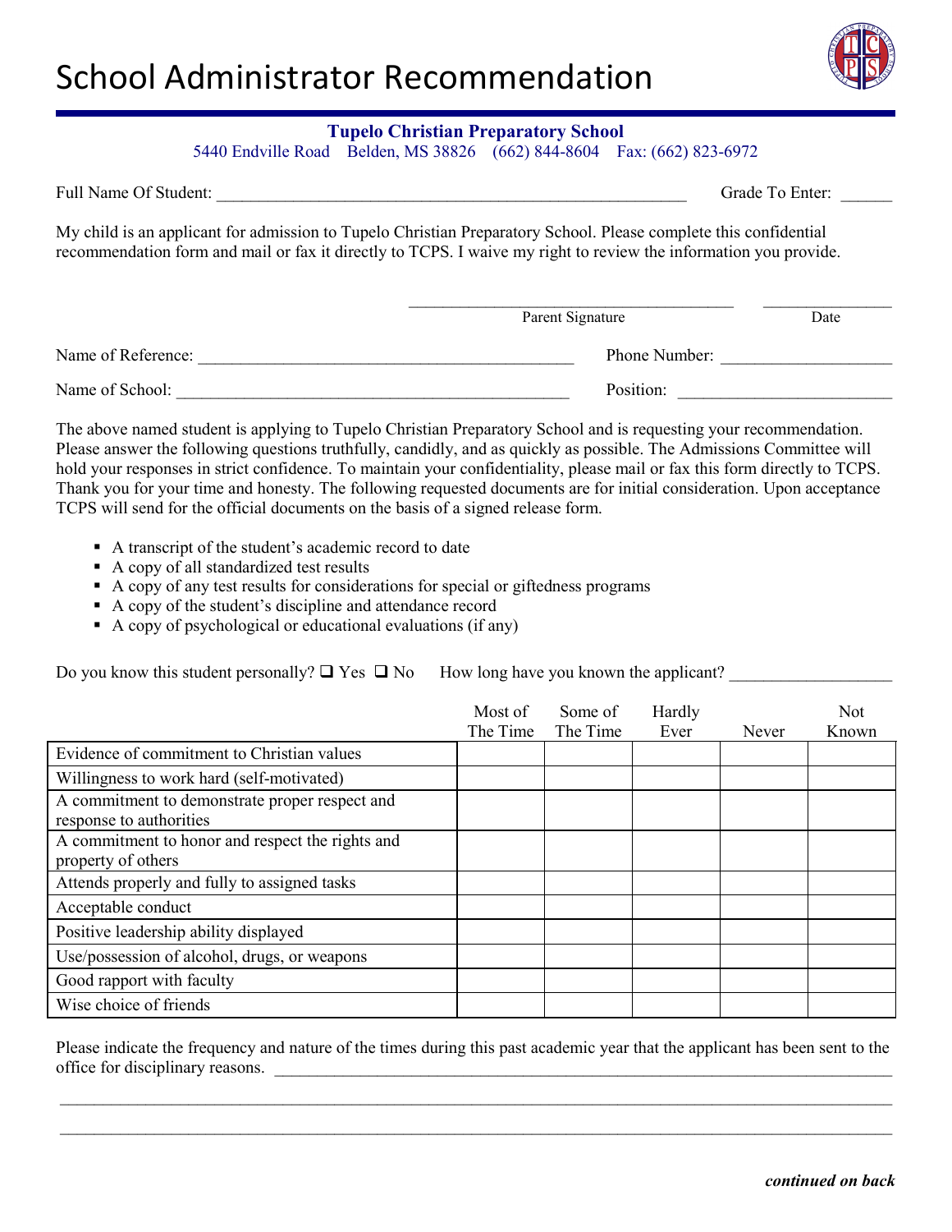# School Administrator Recommendation

**Tupelo Christian Preparatory School**
5440 Endville Road Belden, MS 38826 (662) 844-8604 Fax: (662) 823-6972

Full Name Of Student: _______________________________________________________ Grade To Enter: ______

My child is an applicant for admission to Tupelo Christian Preparatory School. Please complete this confidential recommendation form and mail or fax it directly to TCPS. I waive my right to review the information you provide.

_______________________________________ _______________
Parent Signature Date

Name of Reference: ____________________________________________ Phone Number: ____________________

Name of School: ______________________________________________ Position: _________________________

The above named student is applying to Tupelo Christian Preparatory School and is requesting your recommendation. Please answer the following questions truthfully, candidly, and as quickly as possible. The Admissions Committee will hold your responses in strict confidence. To maintain your confidentiality, please mail or fax this form directly to TCPS. Thank you for your time and honesty. The following requested documents are for initial consideration. Upon acceptance TCPS will send for the official documents on the basis of a signed release form.

- A transcript of the student's academic record to date
- A copy of all standardized test results
- A copy of any test results for considerations for special or giftedness programs
- A copy of the student's discipline and attendance record
- A copy of psychological or educational evaluations (if any)

Do you know this student personally? ❑ Yes ❑ No How long have you known the applicant? ___________________

| | Most of The Time | Some of The Time | Hardly Ever | Never | Not Known |
|---|---|---|---|---|---|
| Evidence of commitment to Christian values | | | | | |
| Willingness to work hard (self-motivated) | | | | | |
| A commitment to demonstrate proper respect and response to authorities | | | | | |
| A commitment to honor and respect the rights and property of others | | | | | |
| Attends properly and fully to assigned tasks | | | | | |
| Acceptable conduct | | | | | |
| Positive leadership ability displayed | | | | | |
| Use/possession of alcohol, drugs, or weapons | | | | | |
| Good rapport with faculty | | | | | |
| Wise choice of friends | | | | | |

Please indicate the frequency and nature of the times during this past academic year that the applicant has been sent to the office for disciplinary reasons. ____________________________________________________________________________

______________________________________________________________________________________________

______________________________________________________________________________________________

***continued on back***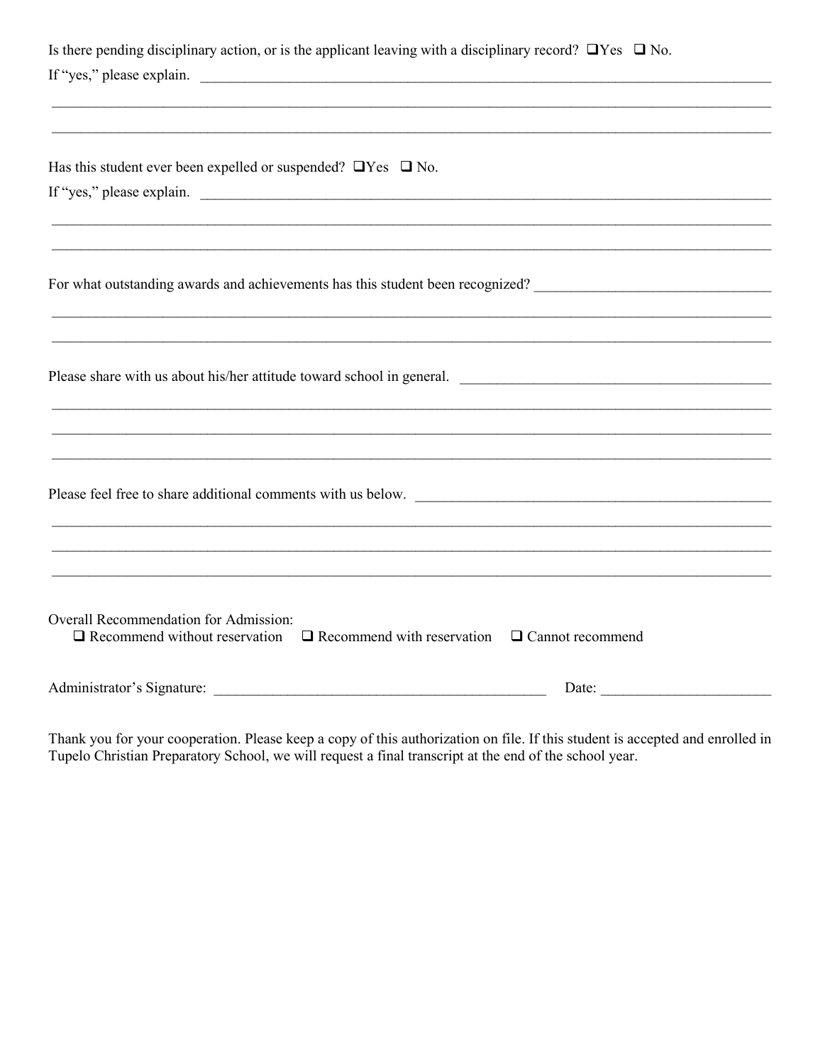Is there pending disciplinary action, or is the applicant leaving with a disciplinary record? ❑ Yes ❑ No.

If "yes," please explain. ______________________________________________________________________________

______________________________________________________________________________

______________________________________________________________________________

Has this student ever been expelled or suspended? ❑ Yes ❑ No.

If "yes," please explain. ______________________________________________________________________________

______________________________________________________________________________

______________________________________________________________________________

For what outstanding awards and achievements has this student been recognized? ________________________________

______________________________________________________________________________

______________________________________________________________________________

Please share with us about his/her attitude toward school in general. ____________________________________________

______________________________________________________________________________

______________________________________________________________________________

______________________________________________________________________________

Please feel free to share additional comments with us below. ____________________________________________________

______________________________________________________________________________

______________________________________________________________________________

______________________________________________________________________________

Overall Recommendation for Admission:

❑ Recommend without reservation ❑ Recommend with reservation ❑ Cannot recommend

Administrator's Signature: ______________________________________________ Date: _______________________

Thank you for your cooperation. Please keep a copy of this authorization on file. If this student is accepted and enrolled in Tupelo Christian Preparatory School, we will request a final transcript at the end of the school year.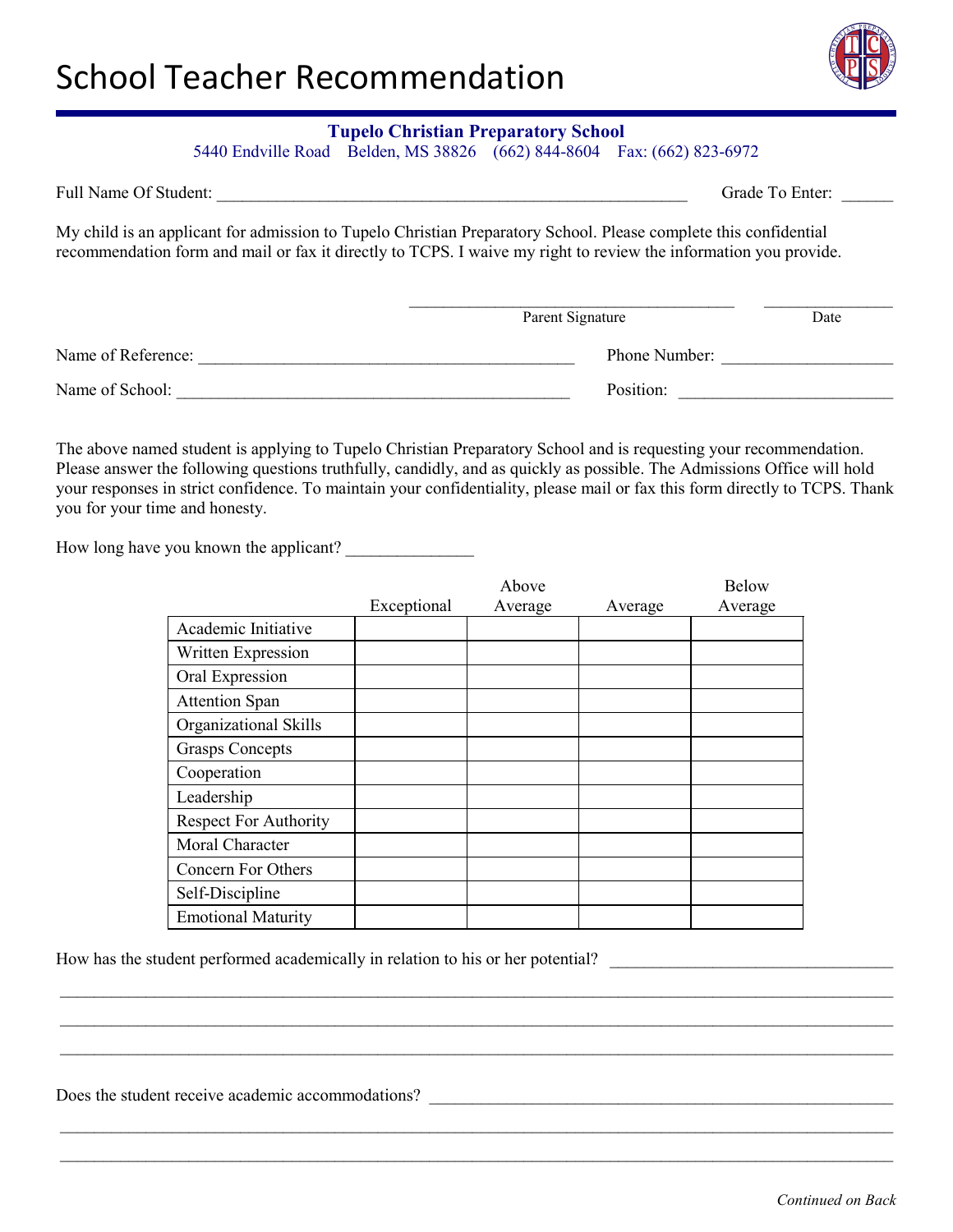# School Teacher Recommendation

**Tupelo Christian Preparatory School**
5440 Endville Road Belden, MS 38826 (662) 844-8604 Fax: (662) 823-6972

Full Name Of Student: ________________________________________________________ Grade To Enter: ______

My child is an applicant for admission to Tupelo Christian Preparatory School. Please complete this confidential recommendation form and mail or fax it directly to TCPS. I waive my right to review the information you provide.

______________________________________ _______________
Parent Signature Date

Name of Reference: ____________________________________________ Phone Number: ____________________

Name of School: ______________________________________________ Position: _________________________

The above named student is applying to Tupelo Christian Preparatory School and is requesting your recommendation. Please answer the following questions truthfully, candidly, and as quickly as possible. The Admissions Office will hold your responses in strict confidence. To maintain your confidentiality, please mail or fax this form directly to TCPS. Thank you for your time and honesty.

How long have you known the applicant? _______________

| | Exceptional | Above Average | Average | Below Average |
|---|---|---|---|---|
| Academic Initiative | | | | |
| Written Expression | | | | |
| Oral Expression | | | | |
| Attention Span | | | | |
| Organizational Skills | | | | |
| Grasps Concepts | | | | |
| Cooperation | | | | |
| Leadership | | | | |
| Respect For Authority | | | | |
| Moral Character | | | | |
| Concern For Others | | | | |
| Self-Discipline | | | | |
| Emotional Maturity | | | | |

How has the student performed academically in relation to his or her potential? _________________________________

_____________________________________________________________________________________________

_____________________________________________________________________________________________

_____________________________________________________________________________________________

Does the student receive academic accommodations? ______________________________________________________

_____________________________________________________________________________________________

_____________________________________________________________________________________________

*Continued on Back*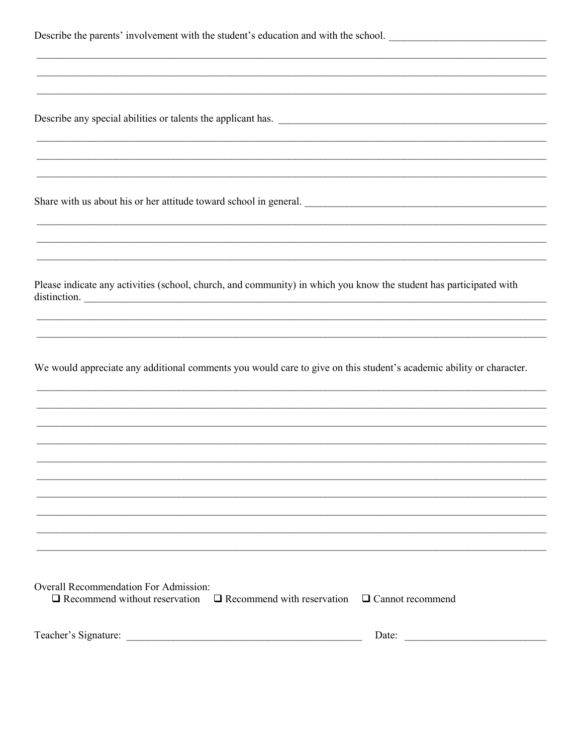Describe the parents' involvement with the student's education and with the school. ______________________________

_____________________________________________________________________________________________________

_____________________________________________________________________________________________________

_____________________________________________________________________________________________________

Describe any special abilities or talents the applicant has. _____________________________________________________

_____________________________________________________________________________________________________

_____________________________________________________________________________________________________

_____________________________________________________________________________________________________

Share with us about his or her attitude toward school in general. ________________________________________________

_____________________________________________________________________________________________________

_____________________________________________________________________________________________________

_____________________________________________________________________________________________________

Please indicate any activities (school, church, and community) in which you know the student has participated with distinction. _______________________________________________________________________________________

_____________________________________________________________________________________________________

_____________________________________________________________________________________________________

We would appreciate any additional comments you would care to give on this student's academic ability or character.

_____________________________________________________________________________________________________

_____________________________________________________________________________________________________

_____________________________________________________________________________________________________

_____________________________________________________________________________________________________

_____________________________________________________________________________________________________

_____________________________________________________________________________________________________

_____________________________________________________________________________________________________

_____________________________________________________________________________________________________

_____________________________________________________________________________________________________

_____________________________________________________________________________________________________

Overall Recommendation For Admission:

- ☐ Recommend without reservation
- ☐ Recommend with reservation
- ☐ Cannot recommend

Teacher's Signature: _____________________________________________ Date: __________________________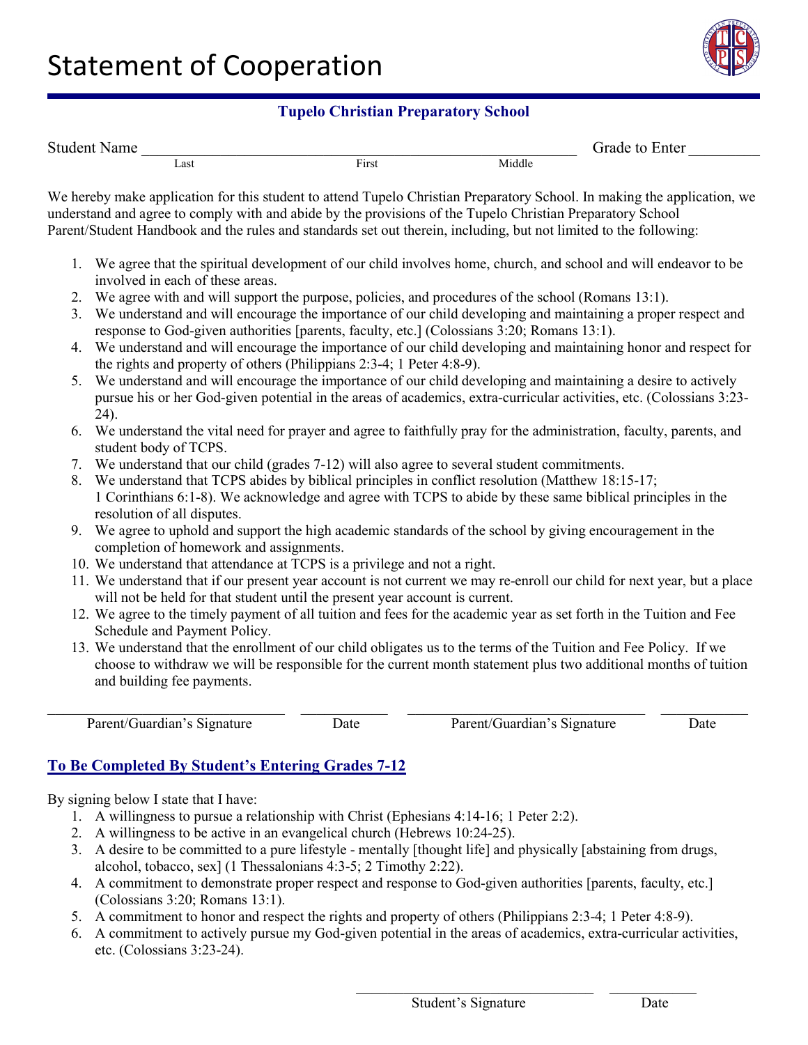# Statement of Cooperation

**Tupelo Christian Preparatory School**

Student Name ______________________________________________ Grade to Enter _________
Last First Middle

We hereby make application for this student to attend Tupelo Christian Preparatory School. In making the application, we understand and agree to comply with and abide by the provisions of the Tupelo Christian Preparatory School Parent/Student Handbook and the rules and standards set out therein, including, but not limited to the following:

1. We agree that the spiritual development of our child involves home, church, and school and will endeavor to be involved in each of these areas.
2. We agree with and will support the purpose, policies, and procedures of the school (Romans 13:1).
3. We understand and will encourage the importance of our child developing and maintaining a proper respect and response to God-given authorities [parents, faculty, etc.] (Colossians 3:20; Romans 13:1).
4. We understand and will encourage the importance of our child developing and maintaining honor and respect for the rights and property of others (Philippians 2:3-4; 1 Peter 4:8-9).
5. We understand and will encourage the importance of our child developing and maintaining a desire to actively pursue his or her God-given potential in the areas of academics, extra-curricular activities, etc. (Colossians 3:23-24).
6. We understand the vital need for prayer and agree to faithfully pray for the administration, faculty, parents, and student body of TCPS.
7. We understand that our child (grades 7-12) will also agree to several student commitments.
8. We understand that TCPS abides by biblical principles in conflict resolution (Matthew 18:15-17; 1 Corinthians 6:1-8). We acknowledge and agree with TCPS to abide by these same biblical principles in the resolution of all disputes.
9. We agree to uphold and support the high academic standards of the school by giving encouragement in the completion of homework and assignments.
10. We understand that attendance at TCPS is a privilege and not a right.
11. We understand that if our present year account is not current we may re-enroll our child for next year, but a place will not be held for that student until the present year account is current.
12. We agree to the timely payment of all tuition and fees for the academic year as set forth in the Tuition and Fee Schedule and Payment Policy.
13. We understand that the enrollment of our child obligates us to the terms of the Tuition and Fee Policy. If we choose to withdraw we will be responsible for the current month statement plus two additional months of tuition and building fee payments.

______________________________ __________ ______________________________ __________
Parent/Guardian's Signature Date Parent/Guardian's Signature Date

## To Be Completed By Student's Entering Grades 7-12

By signing below I state that I have:

1. A willingness to pursue a relationship with Christ (Ephesians 4:14-16; 1 Peter 2:2).
2. A willingness to be active in an evangelical church (Hebrews 10:24-25).
3. A desire to be committed to a pure lifestyle - mentally [thought life] and physically [abstaining from drugs, alcohol, tobacco, sex] (1 Thessalonians 4:3-5; 2 Timothy 2:22).
4. A commitment to demonstrate proper respect and response to God-given authorities [parents, faculty, etc.] (Colossians 3:20; Romans 13:1).
5. A commitment to honor and respect the rights and property of others (Philippians 2:3-4; 1 Peter 4:8-9).
6. A commitment to actively pursue my God-given potential in the areas of academics, extra-curricular activities, etc. (Colossians 3:23-24).

______________________________ __________
Student's Signature Date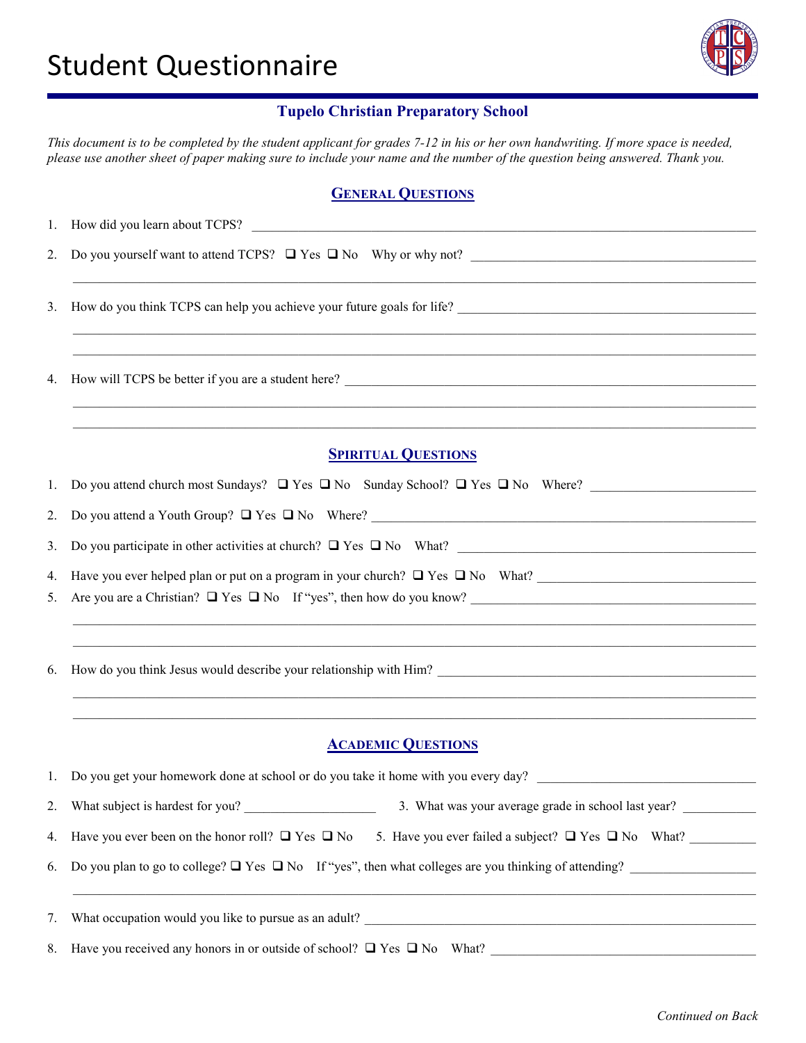# Student Questionnaire

## Tupelo Christian Preparatory School

*This document is to be completed by the student applicant for grades 7-12 in his or her own handwriting. If more space is needed, please use another sheet of paper making sure to include your name and the number of the question being answered. Thank you.*

### General Questions

1. How did you learn about TCPS? ____________________

2. Do you yourself want to attend TCPS? ❑ Yes ❑ No Why or why not? ____________________

3. How do you think TCPS can help you achieve your future goals for life? ____________________

4. How will TCPS be better if you are a student here? ____________________

### Spiritual Questions

1. Do you attend church most Sundays? ❑ Yes ❑ No Sunday School? ❑ Yes ❑ No Where? ____________________

2. Do you attend a Youth Group? ❑ Yes ❑ No Where? ____________________

3. Do you participate in other activities at church? ❑ Yes ❑ No What? ____________________

4. Have you ever helped plan or put on a program in your church? ❑ Yes ❑ No What? ____________________

5. Are you are a Christian? ❑ Yes ❑ No If "yes", then how do you know? ____________________

6. How do you think Jesus would describe your relationship with Him? ____________________

### Academic Questions

1. Do you get your homework done at school or do you take it home with you every day? ____________________

2. What subject is hardest for you? ____________________ 3. What was your average grade in school last year? ____________________

4. Have you ever been on the honor roll? ❑ Yes ❑ No 5. Have you ever failed a subject? ❑ Yes ❑ No What? ____________________

6. Do you plan to go to college? ❑ Yes ❑ No If "yes", then what colleges are you thinking of attending? ____________________

7. What occupation would you like to pursue as an adult? ____________________

8. Have you received any honors in or outside of school? ❑ Yes ❑ No What? ____________________

*Continued on Back*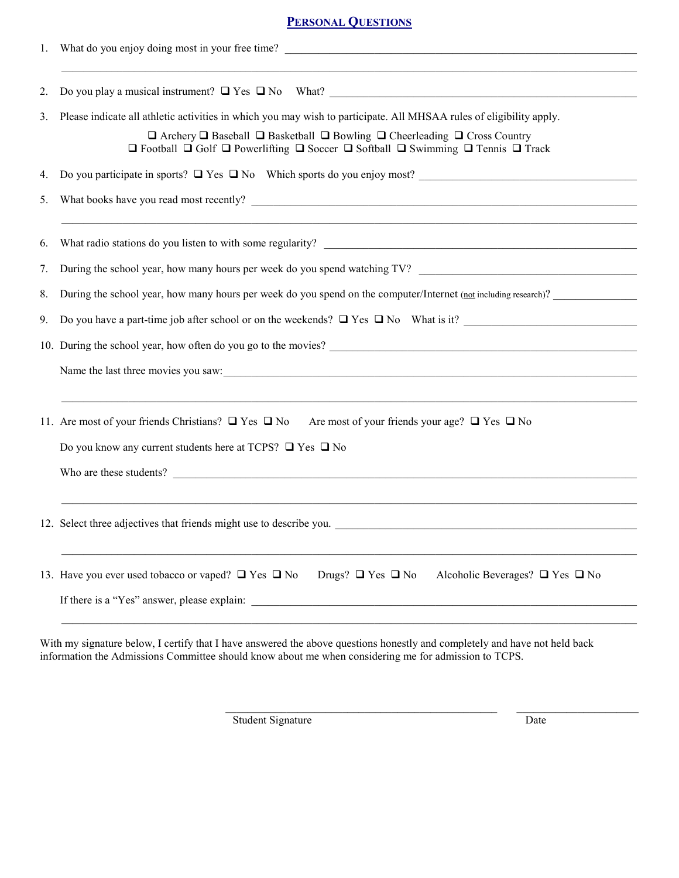## PERSONAL QUESTIONS

1. What do you enjoy doing most in your free time? ______________________________________________
_____________________________________________________________________________

2. Do you play a musical instrument? ❑ Yes ❑ No What? ___________________________________

3. Please indicate all athletic activities in which you may wish to participate. All MHSAA rules of eligibility apply.

   ❑ Archery ❑ Baseball ❑ Basketball ❑ Bowling ❑ Cheerleading ❑ Cross Country
   ❑ Football ❑ Golf ❑ Powerlifting ❑ Soccer ❑ Softball ❑ Swimming ❑ Tennis ❑ Track

4. Do you participate in sports? ❑ Yes ❑ No Which sports do you enjoy most? __________________________

5. What books have you read most recently? ___________________________________________________
_____________________________________________________________________________

6. What radio stations do you listen to with some regularity? ______________________________________

7. During the school year, how many hours per week do you spend watching TV? ________________________

8. During the school year, how many hours per week do you spend on the computer/Internet (not including research)? __________

9. Do you have a part-time job after school or on the weekends? ❑ Yes ❑ No What is it? ____________________

10. During the school year, how often do you go to the movies? _____________________________________

    Name the last three movies you saw:_______________________________________________________
    _____________________________________________________________________________

11. Are most of your friends Christians? ❑ Yes ❑ No Are most of your friends your age? ❑ Yes ❑ No

    Do you know any current students here at TCPS? ❑ Yes ❑ No

    Who are these students? ______________________________________________________________
    _____________________________________________________________________________

12. Select three adjectives that friends might use to describe you. ___________________________________
_____________________________________________________________________________

13. Have you ever used tobacco or vaped? ❑ Yes ❑ No Drugs? ❑ Yes ❑ No Alcoholic Beverages? ❑ Yes ❑ No

    If there is a "Yes" answer, please explain: __________________________________________________
    _____________________________________________________________________________

With my signature below, I certify that I have answered the above questions honestly and completely and have not held back information the Admissions Committee should know about me when considering me for admission to TCPS.

_________________________________________ ____________________
Student Signature Date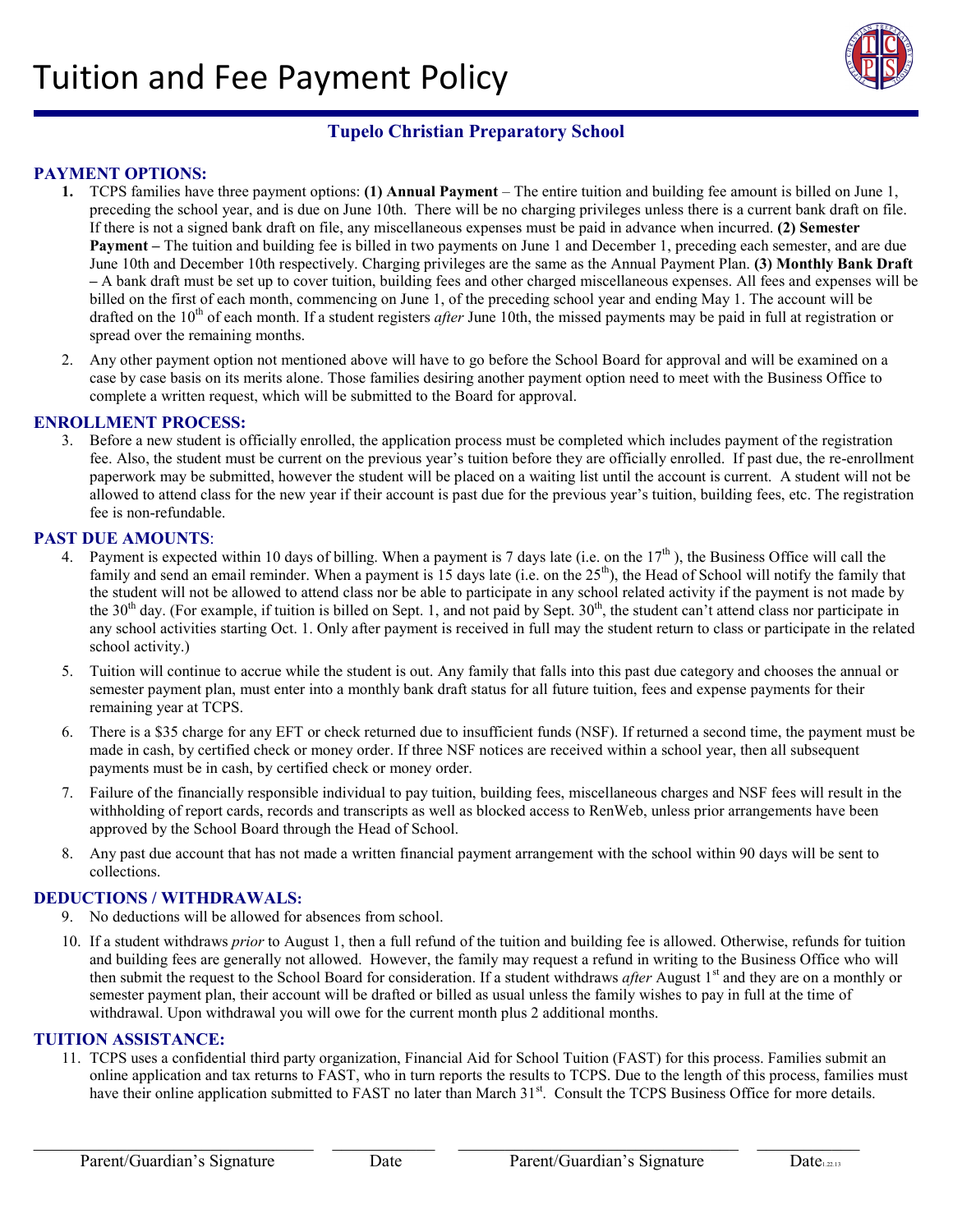# Tuition and Fee Payment Policy

## Tupelo Christian Preparatory School

### PAYMENT OPTIONS:

1. TCPS families have three payment options: **(1) Annual Payment** – The entire tuition and building fee amount is billed on June 1, preceding the school year, and is due on June 10th. There will be no charging privileges unless there is a current bank draft on file. If there is not a signed bank draft on file, any miscellaneous expenses must be paid in advance when incurred. **(2) Semester Payment –** The tuition and building fee is billed in two payments on June 1 and December 1, preceding each semester, and are due June 10th and December 10th respectively. Charging privileges are the same as the Annual Payment Plan. **(3) Monthly Bank Draft –** A bank draft must be set up to cover tuition, building fees and other charged miscellaneous expenses. All fees and expenses will be billed on the first of each month, commencing on June 1, of the preceding school year and ending May 1. The account will be drafted on the 10th of each month. If a student registers *after* June 10th, the missed payments may be paid in full at registration or spread over the remaining months.
2. Any other payment option not mentioned above will have to go before the School Board for approval and will be examined on a case by case basis on its merits alone. Those families desiring another payment option need to meet with the Business Office to complete a written request, which will be submitted to the Board for approval.

### ENROLLMENT PROCESS:

3. Before a new student is officially enrolled, the application process must be completed which includes payment of the registration fee. Also, the student must be current on the previous year's tuition before they are officially enrolled. If past due, the re-enrollment paperwork may be submitted, however the student will be placed on a waiting list until the account is current. A student will not be allowed to attend class for the new year if their account is past due for the previous year's tuition, building fees, etc. The registration fee is non-refundable.

### PAST DUE AMOUNTS:

4. Payment is expected within 10 days of billing. When a payment is 7 days late (i.e. on the 17th ), the Business Office will call the family and send an email reminder. When a payment is 15 days late (i.e. on the 25th), the Head of School will notify the family that the student will not be allowed to attend class nor be able to participate in any school related activity if the payment is not made by the 30th day. (For example, if tuition is billed on Sept. 1, and not paid by Sept. 30th, the student can't attend class nor participate in any school activities starting Oct. 1. Only after payment is received in full may the student return to class or participate in the related school activity.)
5. Tuition will continue to accrue while the student is out. Any family that falls into this past due category and chooses the annual or semester payment plan, must enter into a monthly bank draft status for all future tuition, fees and expense payments for their remaining year at TCPS.
6. There is a $35 charge for any EFT or check returned due to insufficient funds (NSF). If returned a second time, the payment must be made in cash, by certified check or money order. If three NSF notices are received within a school year, then all subsequent payments must be in cash, by certified check or money order.
7. Failure of the financially responsible individual to pay tuition, building fees, miscellaneous charges and NSF fees will result in the withholding of report cards, records and transcripts as well as blocked access to RenWeb, unless prior arrangements have been approved by the School Board through the Head of School.
8. Any past due account that has not made a written financial payment arrangement with the school within 90 days will be sent to collections.

### DEDUCTIONS / WITHDRAWALS:

9. No deductions will be allowed for absences from school.
10. If a student withdraws *prior* to August 1, then a full refund of the tuition and building fee is allowed. Otherwise, refunds for tuition and building fees are generally not allowed. However, the family may request a refund in writing to the Business Office who will then submit the request to the School Board for consideration. If a student withdraws *after* August 1st and they are on a monthly or semester payment plan, their account will be drafted or billed as usual unless the family wishes to pay in full at the time of withdrawal. Upon withdrawal you will owe for the current month plus 2 additional months.

### TUITION ASSISTANCE:

11. TCPS uses a confidential third party organization, Financial Aid for School Tuition (FAST) for this process. Families submit an online application and tax returns to FAST, who in turn reports the results to TCPS. Due to the length of this process, families must have their online application submitted to FAST no later than March 31st. Consult the TCPS Business Office for more details.

\_\_\_\_\_\_\_\_\_\_\_\_\_\_\_\_\_\_\_\_\_\_\_\_\_\_\_\_ \_\_\_\_\_\_\_\_\_\_ \_\_\_\_\_\_\_\_\_\_\_\_\_\_\_\_\_\_\_\_\_\_\_\_\_\_\_\_ \_\_\_\_\_\_\_\_\_\_

Parent/Guardian's Signature  Date  Parent/Guardian's Signature  Date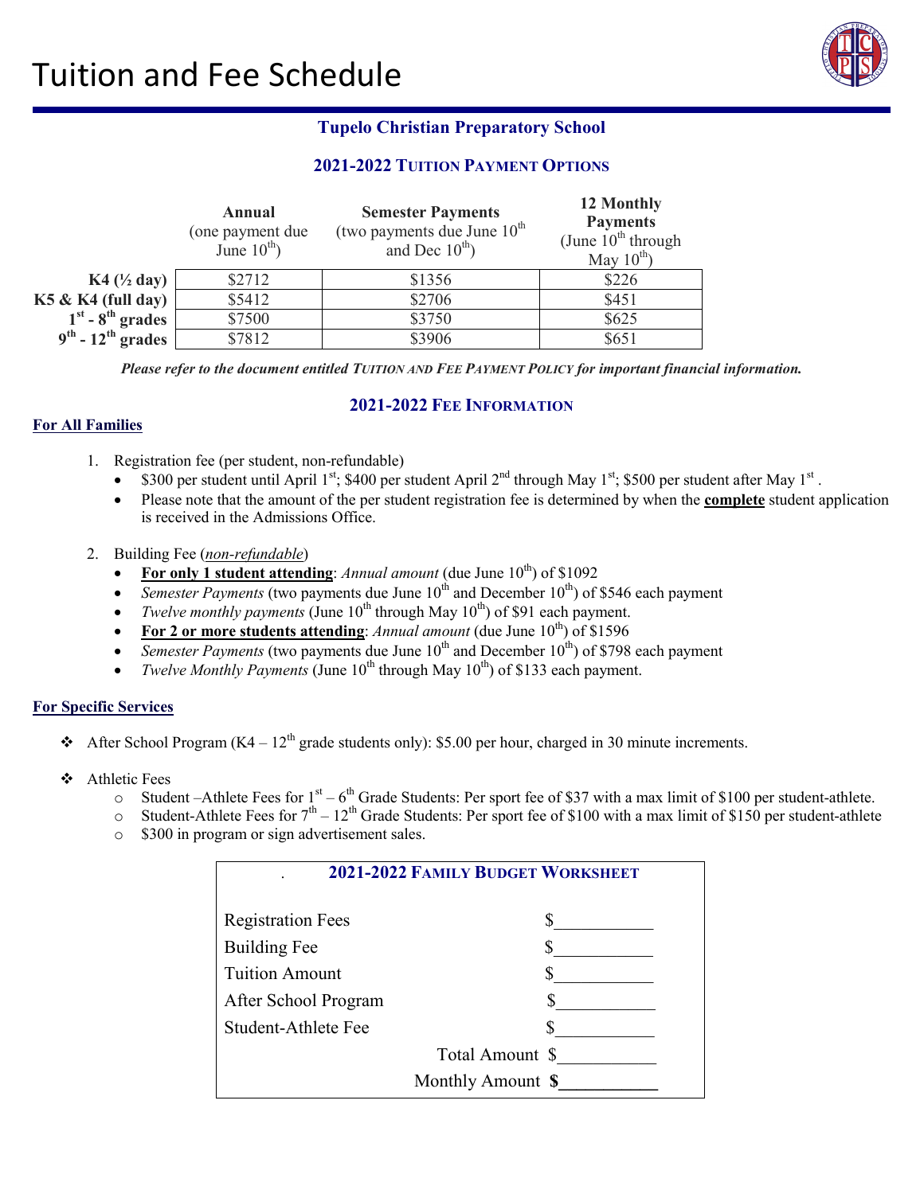# Tuition and Fee Schedule

## Tupelo Christian Preparatory School

### 2021-2022 Tuition Payment Options

| | **Annual** (one payment due June 10th) | **Semester Payments** (two payments due June 10th and Dec 10th) | **12 Monthly Payments** (June 10th through May 10th) |
|---|---|---|---|
| **K4 (½ day)** | $2712 | $1356 | $226 |
| **K5 & K4 (full day)** | $5412 | $2706 | $451 |
| **1st - 8th grades** | $7500 | $3750 | $625 |
| **9th - 12th grades** | $7812 | $3906 | $651 |

***Please refer to the document entitled TUITION AND FEE PAYMENT POLICY for important financial information.***

### 2021-2022 Fee Information

**For All Families**

1. Registration fee (per student, non-refundable)
   - $300 per student until April 1st; $400 per student April 2nd through May 1st; $500 per student after May 1st.
   - Please note that the amount of the per student registration fee is determined by when the **complete** student application is received in the Admissions Office.

2. Building Fee (*non-refundable*)
   - **For only 1 student attending**: *Annual amount* (due June 10th) of $1092
   - *Semester Payments* (two payments due June 10th and December 10th) of $546 each payment
   - *Twelve monthly payments* (June 10th through May 10th) of $91 each payment.
   - **For 2 or more students attending**: *Annual amount* (due June 10th) of $1596
   - *Semester Payments* (two payments due June 10th and December 10th) of $798 each payment
   - *Twelve Monthly Payments* (June 10th through May 10th) of $133 each payment.

**For Specific Services**

- After School Program (K4 – 12th grade students only): $5.00 per hour, charged in 30 minute increments.
- Athletic Fees
  - Student –Athlete Fees for 1st – 6th Grade Students: Per sport fee of $37 with a max limit of $100 per student-athlete.
  - Student-Athlete Fees for 7th – 12th Grade Students: Per sport fee of $100 with a max limit of $150 per student-athlete
  - $300 in program or sign advertisement sales.

### 2021-2022 Family Budget Worksheet

| | |
|---|---|
| Registration Fees | $___________ |
| Building Fee | $___________ |
| Tuition Amount | $___________ |
| After School Program | $___________ |
| Student-Athlete Fee | $___________ |
| Total Amount | $___________ |
| Monthly Amount | **$___________** |